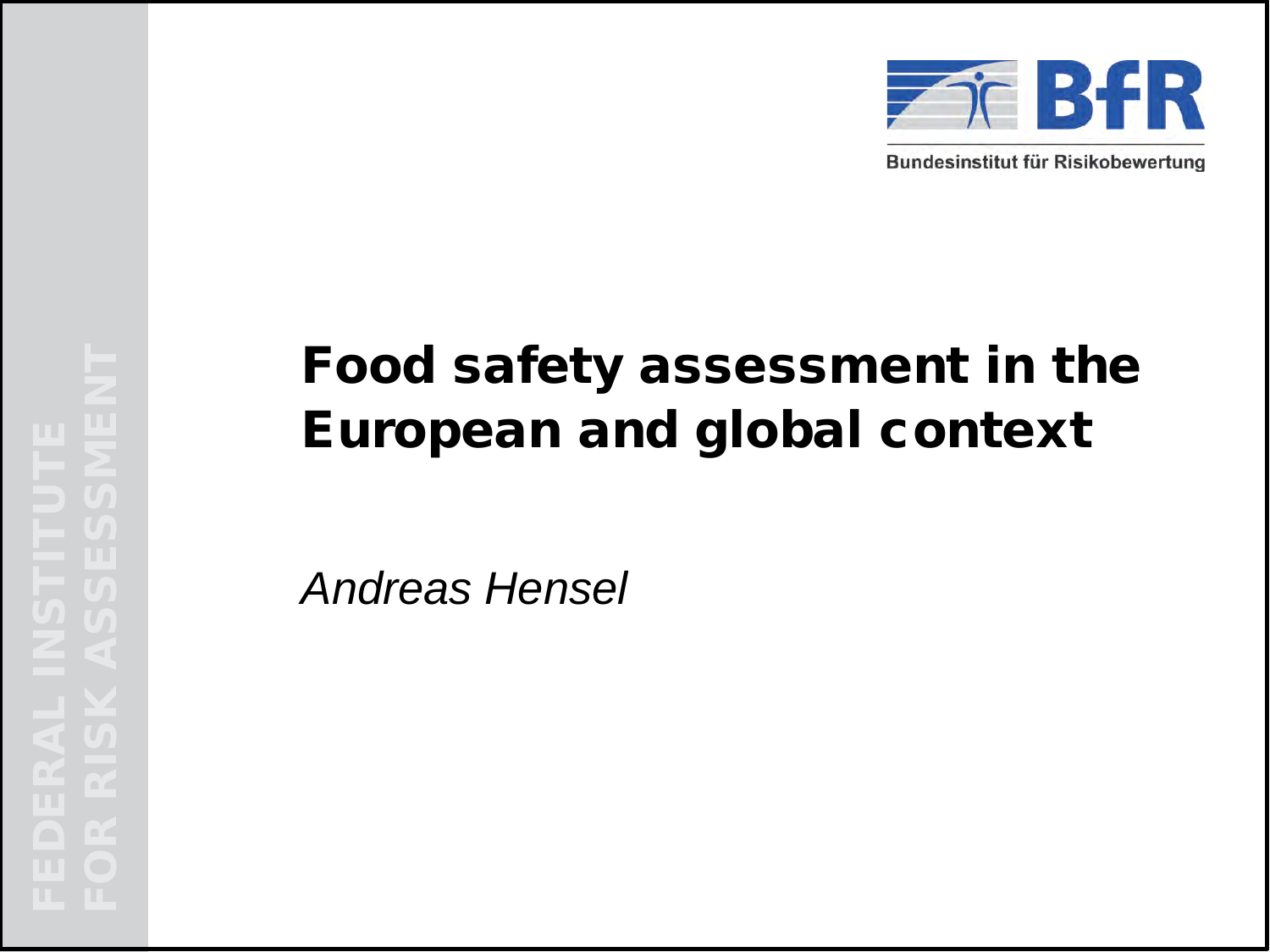Bundesinstitut für Risikobewertung

FEDERAL INSTITUTE FOR RISK ASSESSMENT

# Food safety assessment in the European and global context

*Andreas Hensel*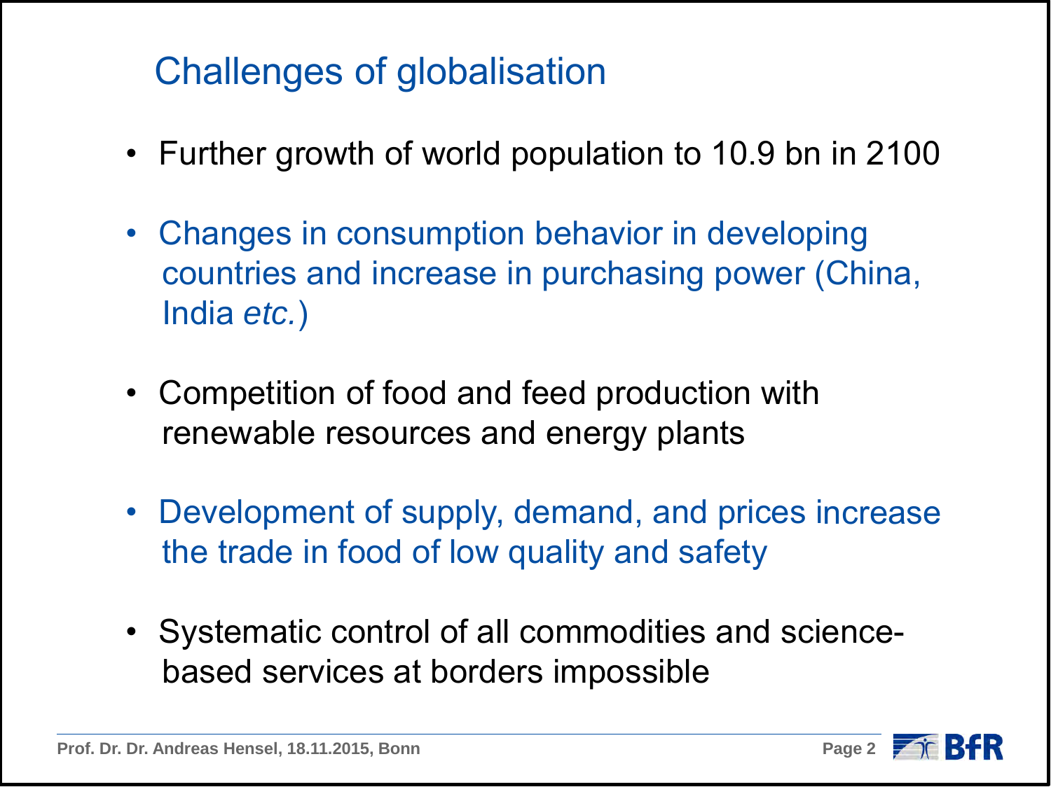# Challenges of globalisation

- Further growth of world population to 10.9 bn in 2100
- Changes in consumption behavior in developing countries and increase in purchasing power (China, India *etc.*)
- Competition of food and feed production with renewable resources and energy plants
- Development of supply, demand, and prices increase the trade in food of low quality and safety
- Systematic control of all commodities and science-based services at borders impossible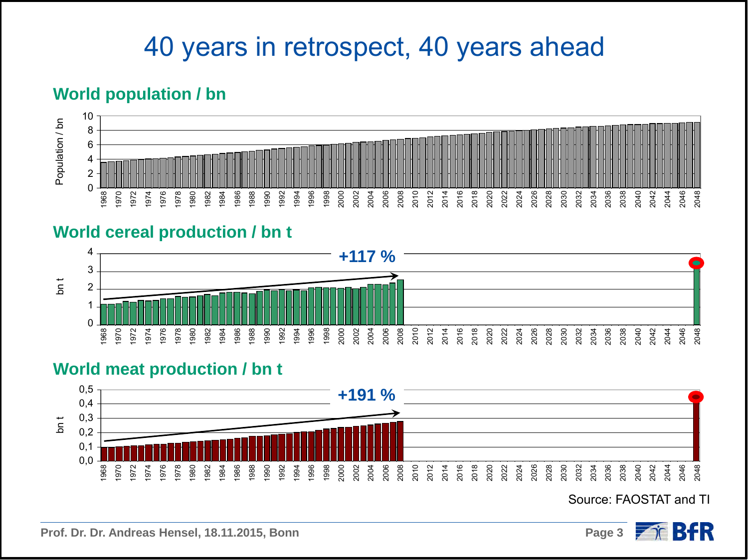# 40 years in retrospect, 40 years ahead

## World population / bn

## World cereal production / bn t

+117 %

## World meat production / bn t

+191 %

Source: FAOSTAT and TI

Prof. Dr. Dr. Andreas Hensel, 18.11.2015, Bonn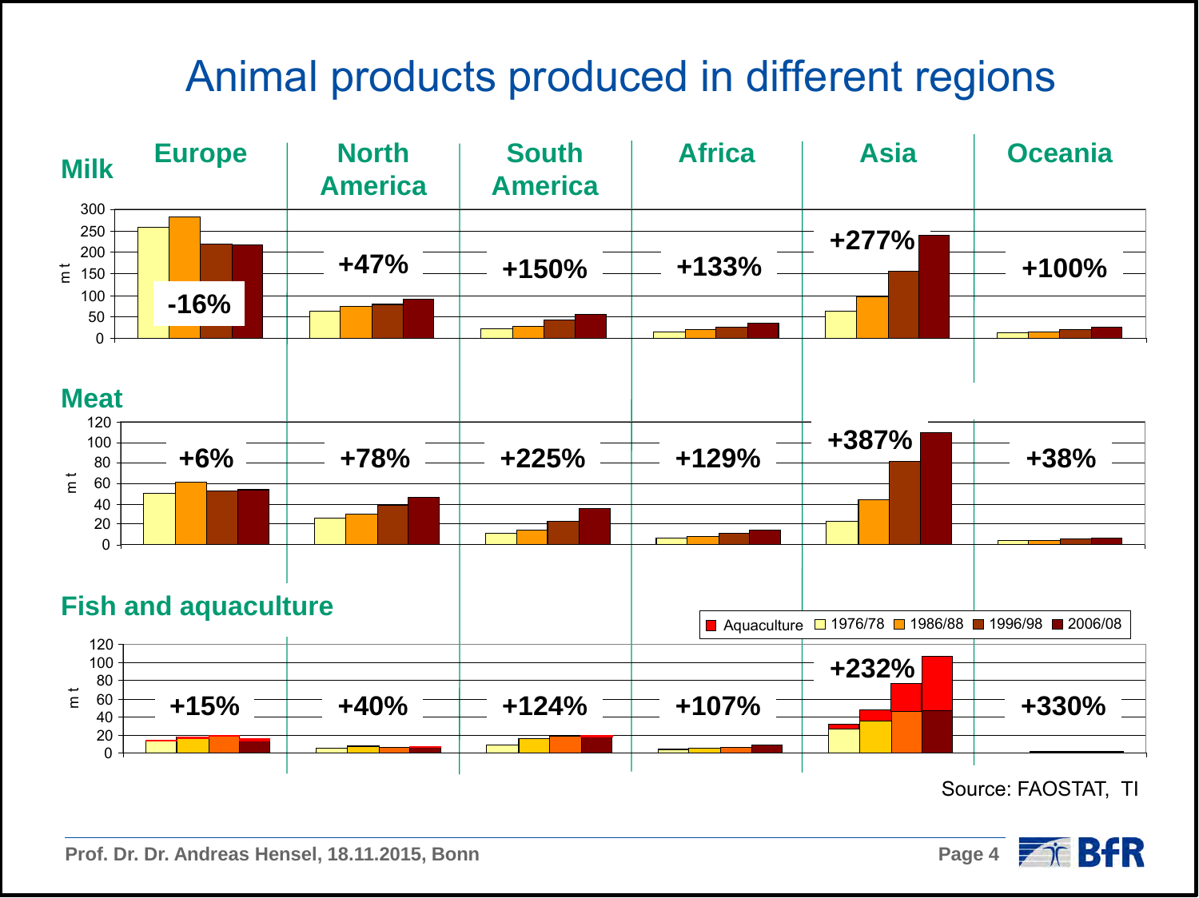# Animal products produced in different regions

| | Europe | North America | South America | Africa | Asia | Oceania |
|---|---|---|---|---|---|---|
| Milk | -16% | +47% | +150% | +133% | +277% | +100% |
| Meat | +6% | +78% | +225% | +129% | +387% | +38% |
| Fish and aquaculture | +15% | +40% | +124% | +107% | +232% | +330% |

Legend: Aquaculture, 1976/78, 1986/88, 1996/98, 2006/08 (y-axis: m t)

Source: FAOSTAT, TI

Prof. Dr. Dr. Andreas Hensel, 18.11.2015, Bonn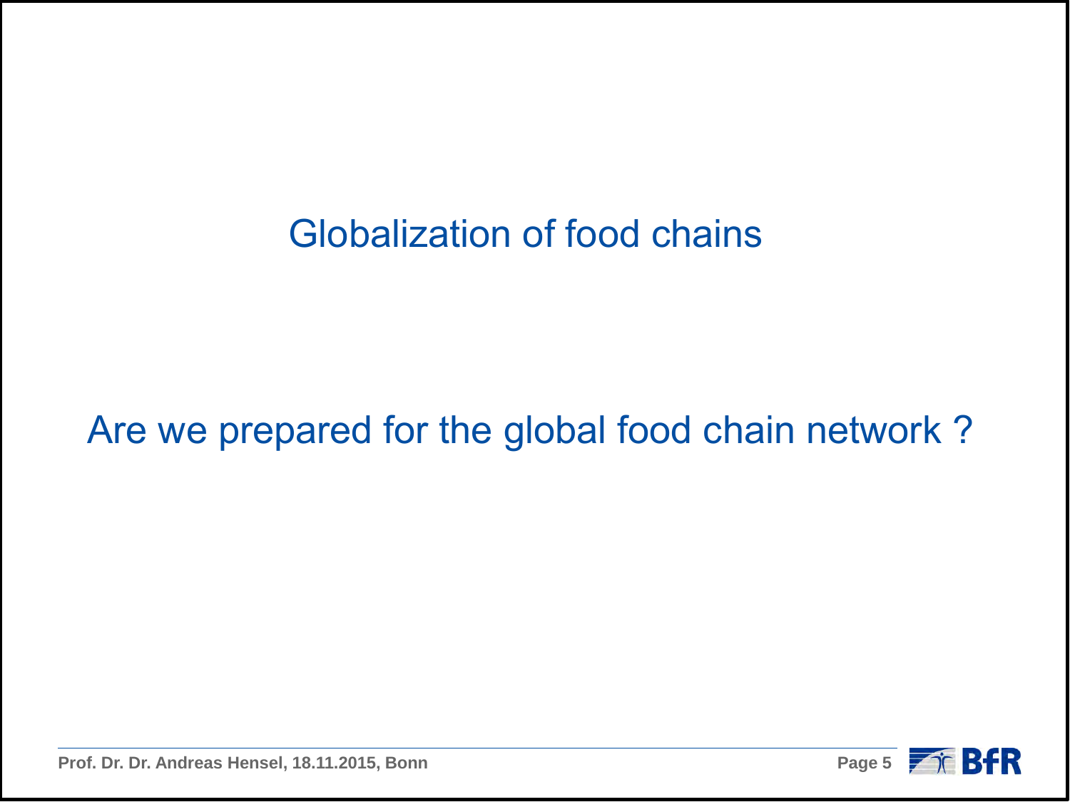# Globalization of food chains

Are we prepared for the global food chain network ?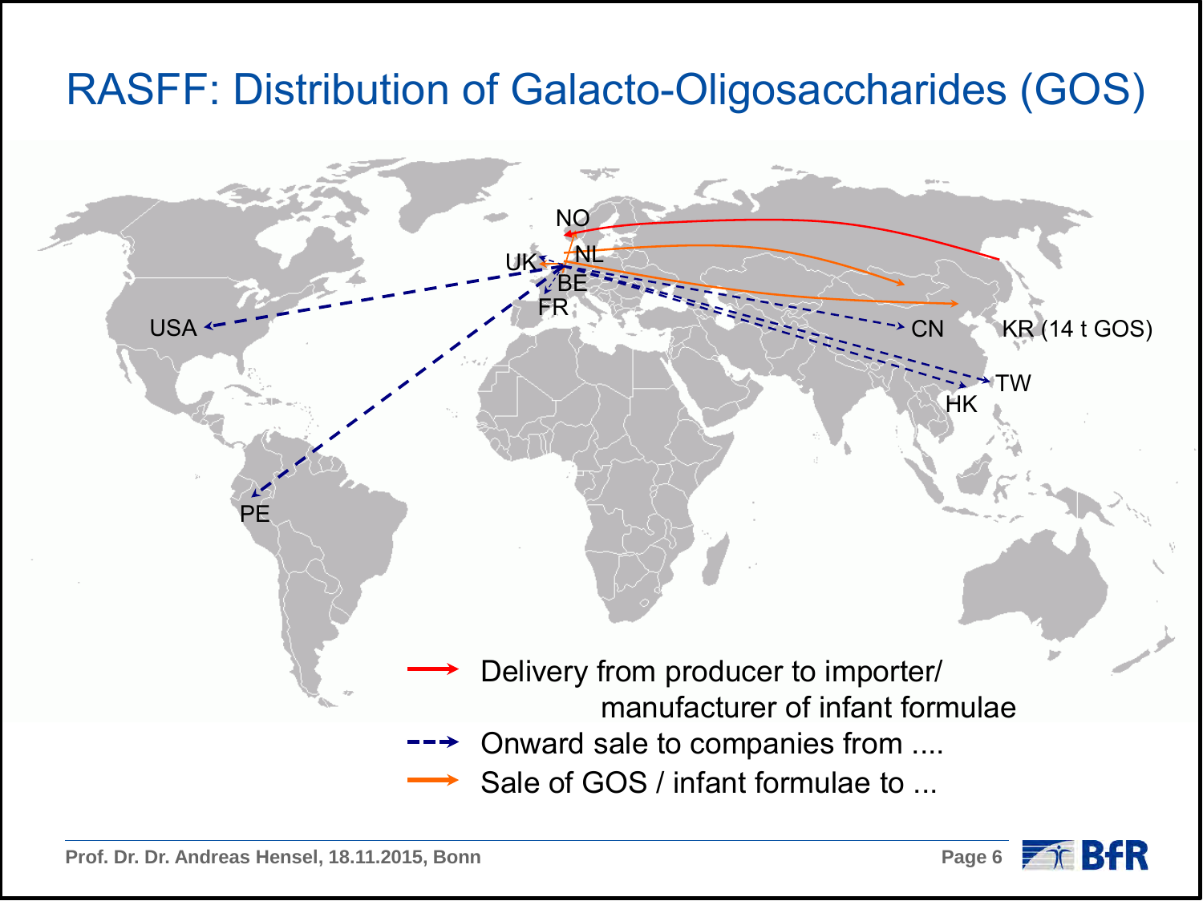# RASFF: Distribution of Galacto-Oligosaccharides (GOS)

NO

NL

UK

BE

FR

USA

CN

KR (14 t GOS)

TW

HK

PE

- Delivery from producer to importer/ manufacturer of infant formulae
- Onward sale to companies from ....
- Sale of GOS / infant formulae to ...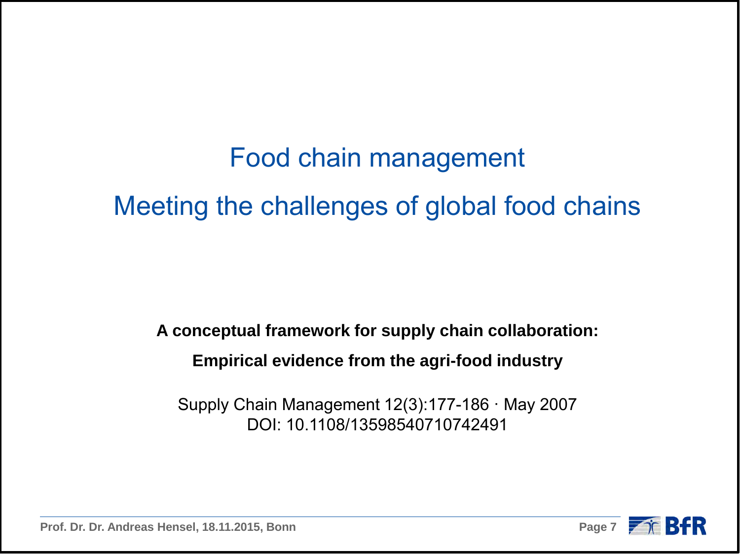# Food chain management

## Meeting the challenges of global food chains

**A conceptual framework for supply chain collaboration:**

**Empirical evidence from the agri-food industry**

Supply Chain Management 12(3):177-186 · May 2007
DOI: 10.1108/13598540710742491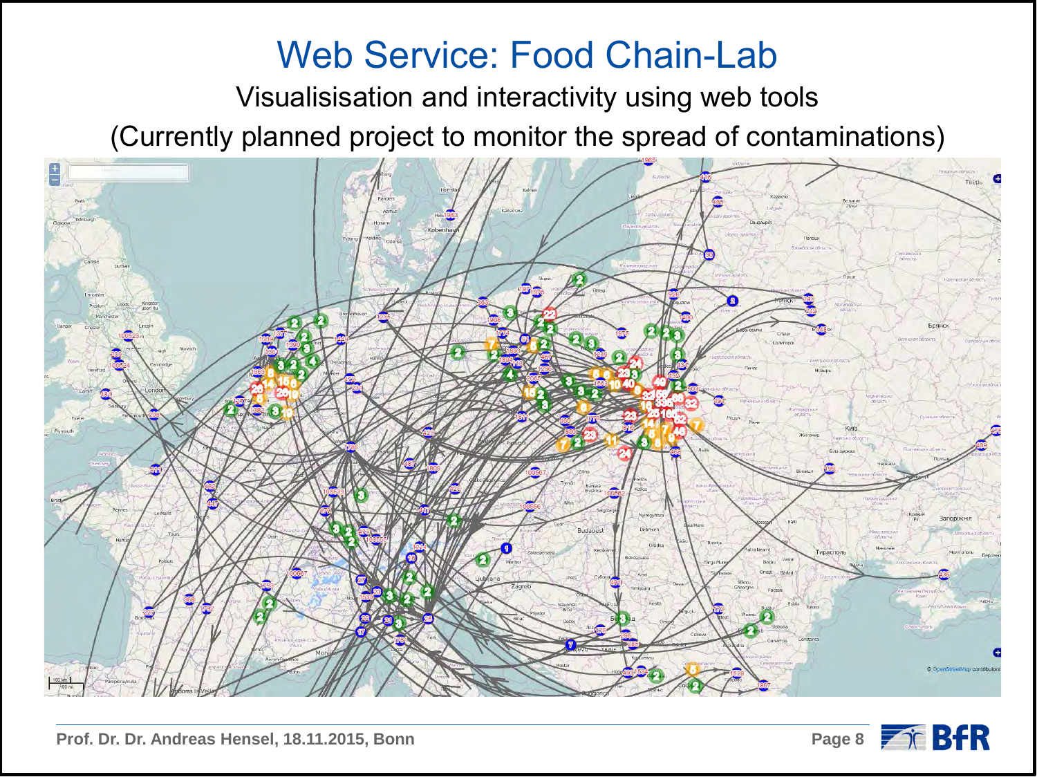# Web Service: Food Chain-Lab

Visualisisation and interactivity using web tools

(Currently planned project to monitor the spread of contaminations)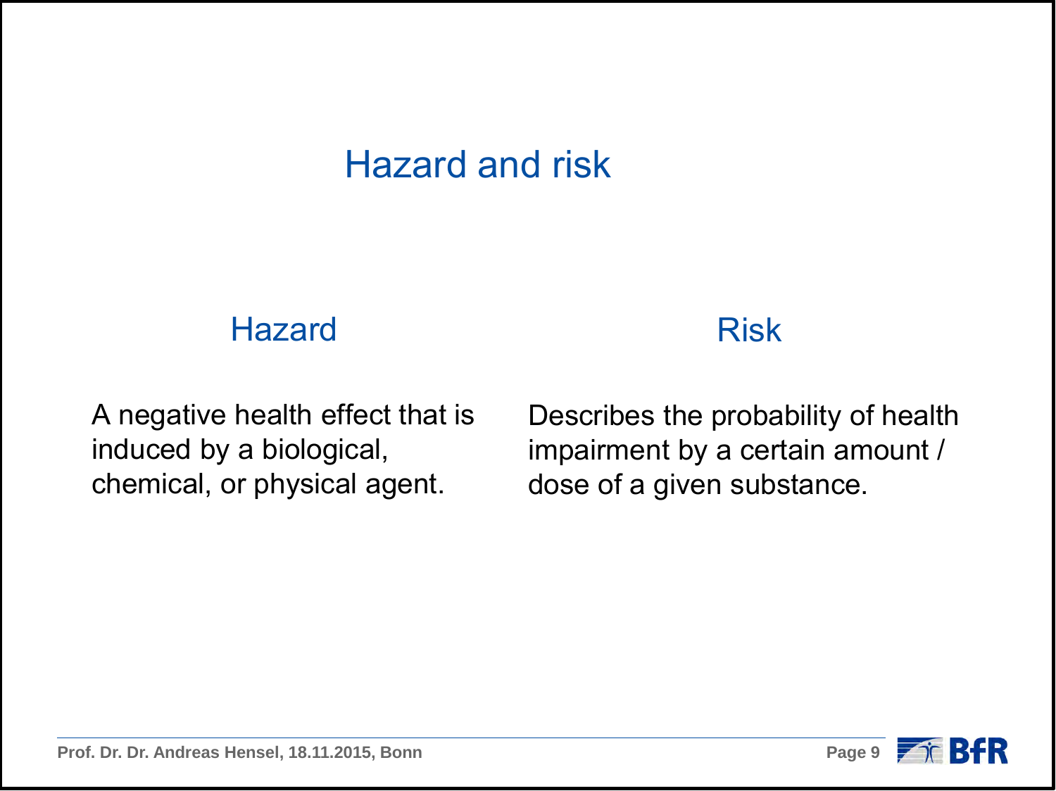# Hazard and risk

## Hazard

A negative health effect that is induced by a biological, chemical, or physical agent.

## Risk

Describes the probability of health impairment by a certain amount / dose of a given substance.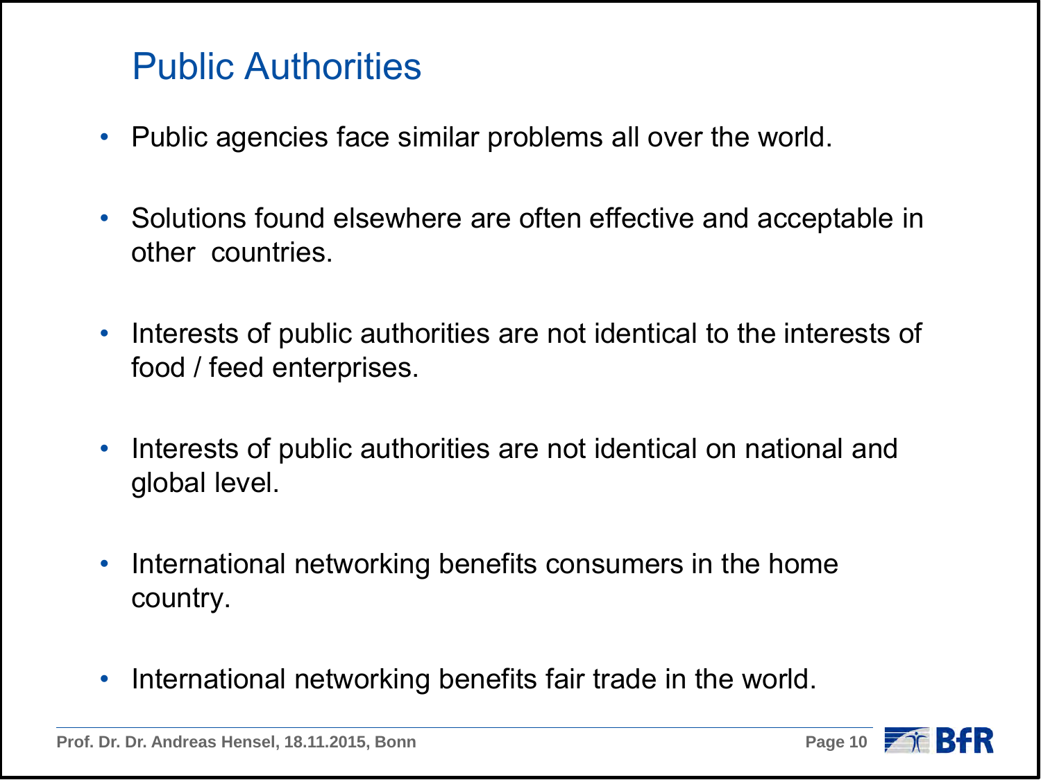# Public Authorities

- Public agencies face similar problems all over the world.
- Solutions found elsewhere are often effective and acceptable in other countries.
- Interests of public authorities are not identical to the interests of food / feed enterprises.
- Interests of public authorities are not identical on national and global level.
- International networking benefits consumers in the home country.
- International networking benefits fair trade in the world.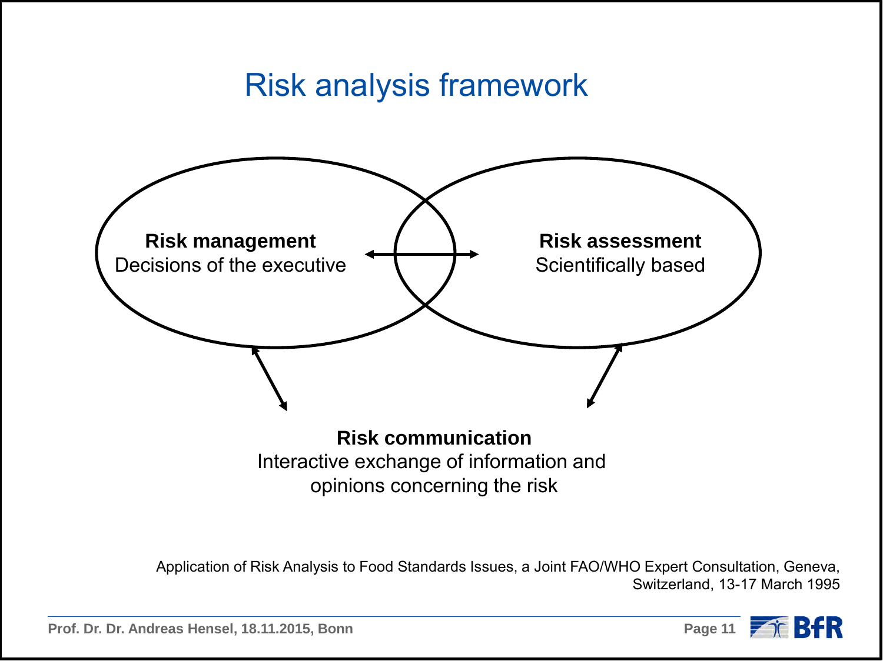# Risk analysis framework

**Risk management**
Decisions of the executive

**Risk assessment**
Scientifically based

**Risk communication**
Interactive exchange of information and opinions concerning the risk

Application of Risk Analysis to Food Standards Issues, a Joint FAO/WHO Expert Consultation, Geneva, Switzerland, 13-17 March 1995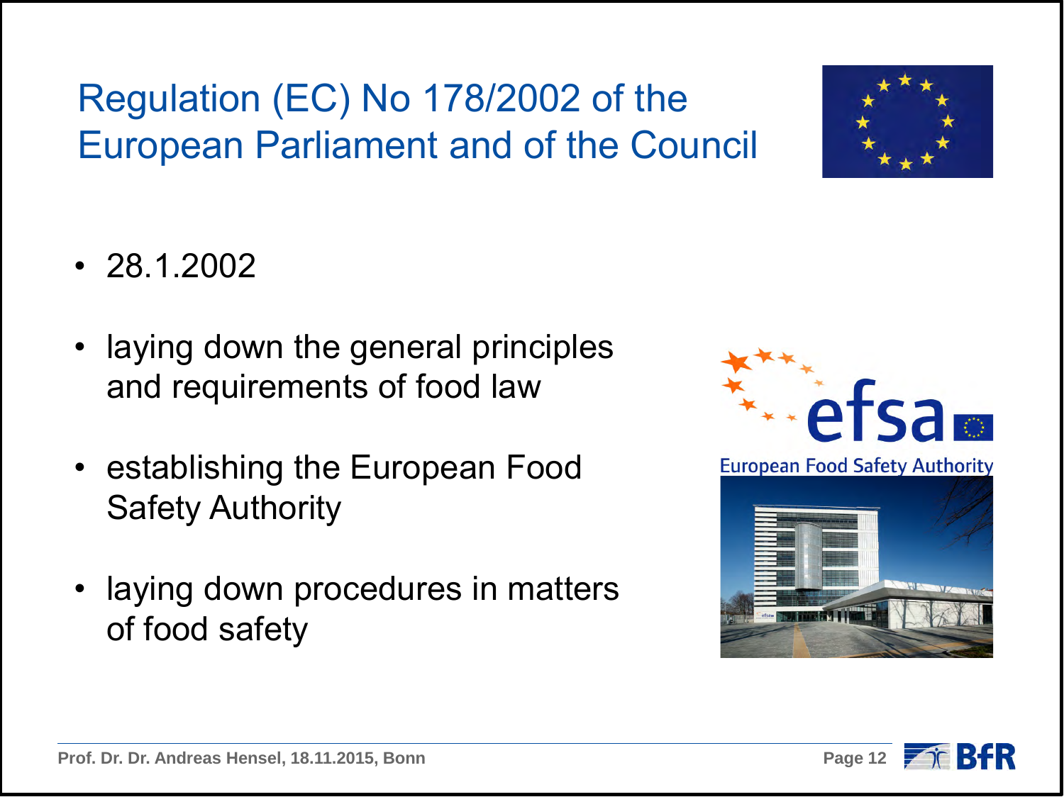# Regulation (EC) No 178/2002 of the European Parliament and of the Council

- 28.1.2002
- laying down the general principles and requirements of food law
- establishing the European Food Safety Authority
- laying down procedures in matters of food safety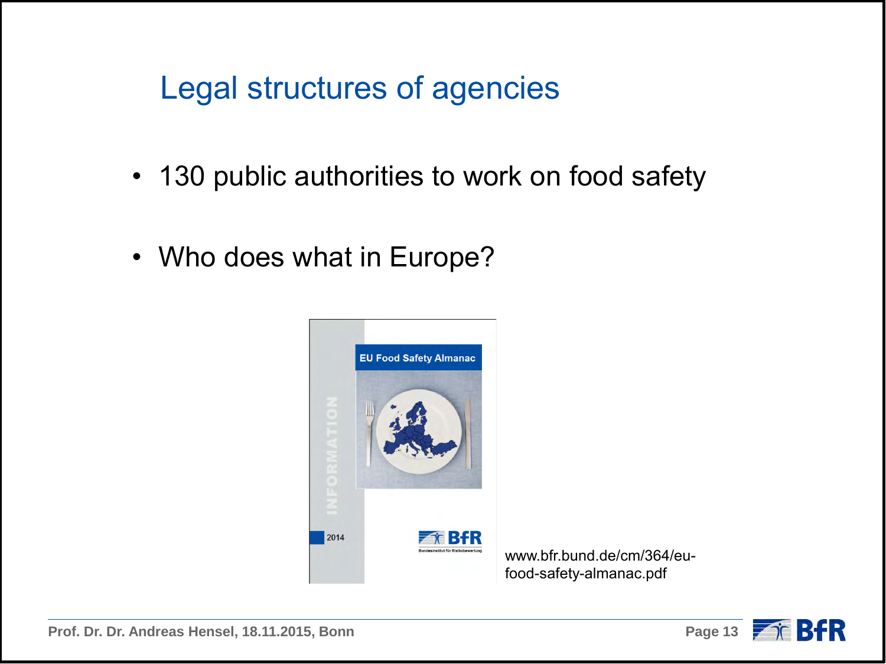# Legal structures of agencies

- 130 public authorities to work on food safety
- Who does what in Europe?

www.bfr.bund.de/cm/364/eu-food-safety-almanac.pdf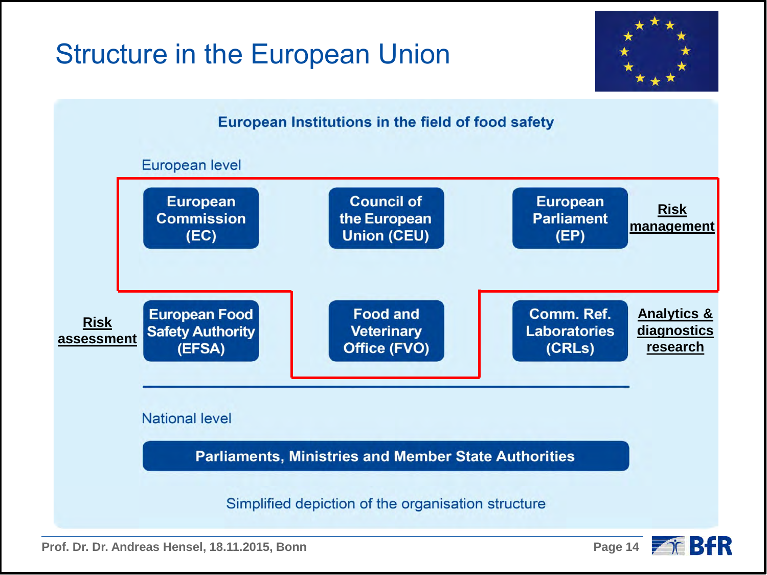# Structure in the European Union

**European Institutions in the field of food safety**

European level

| | | | | |
|---|---|---|---|---|
| | European Commission (EC) | Council of the European Union (CEU) | European Parliament (EP) | **Risk management** |
| **Risk assessment** | European Food Safety Authority (EFSA) | Food and Veterinary Office (FVO) | Comm. Ref. Laboratories (CRLs) | **Analytics & diagnostics research** |

National level

**Parliaments, Ministries and Member State Authorities**

Simplified depiction of the organisation structure

Prof. Dr. Dr. Andreas Hensel, 18.11.2015, Bonn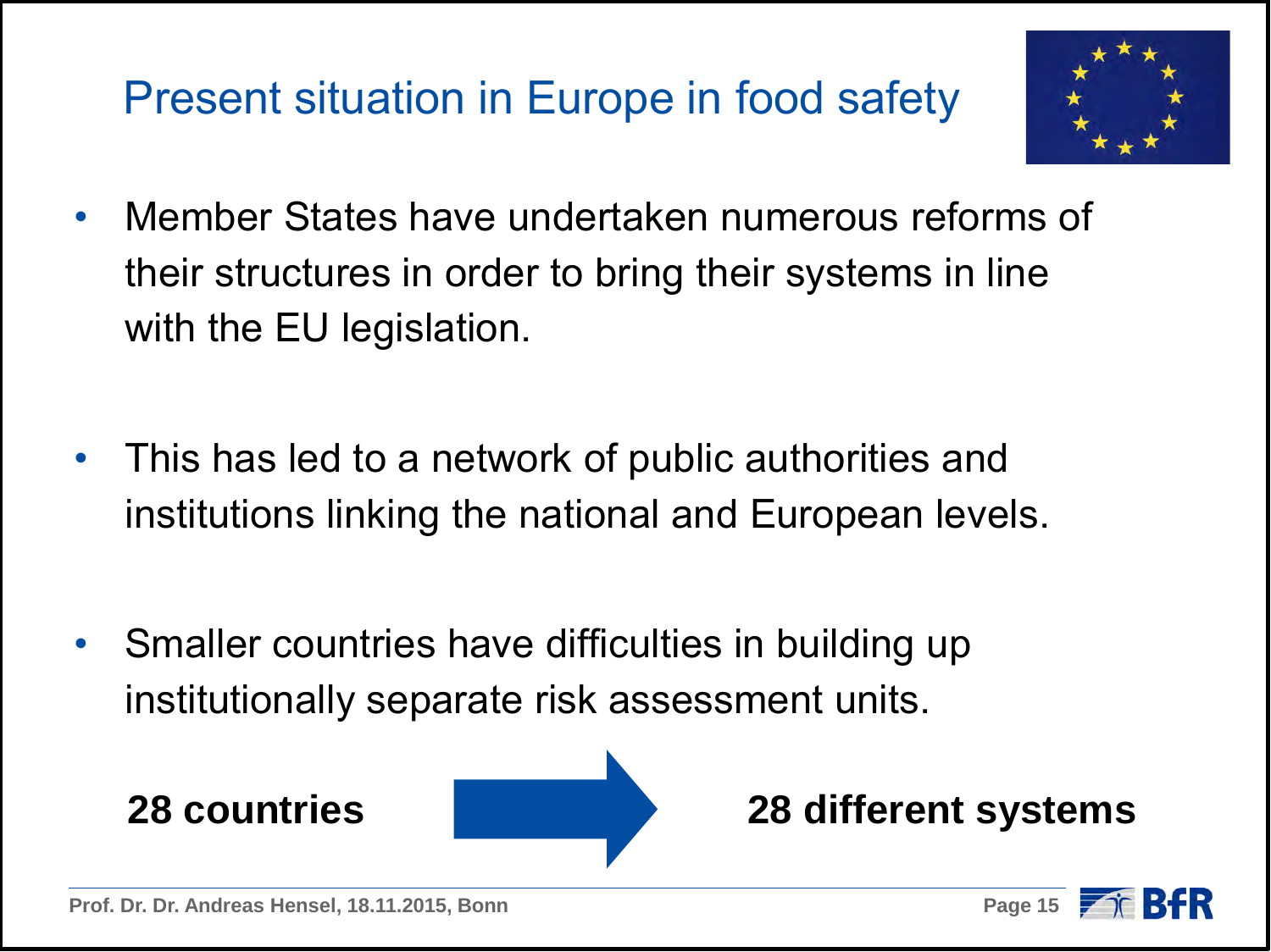# Present situation in Europe in food safety

- Member States have undertaken numerous reforms of their structures in order to bring their systems in line with the EU legislation.
- This has led to a network of public authorities and institutions linking the national and European levels.
- Smaller countries have difficulties in building up institutionally separate risk assessment units.

**28 countries** → **28 different systems**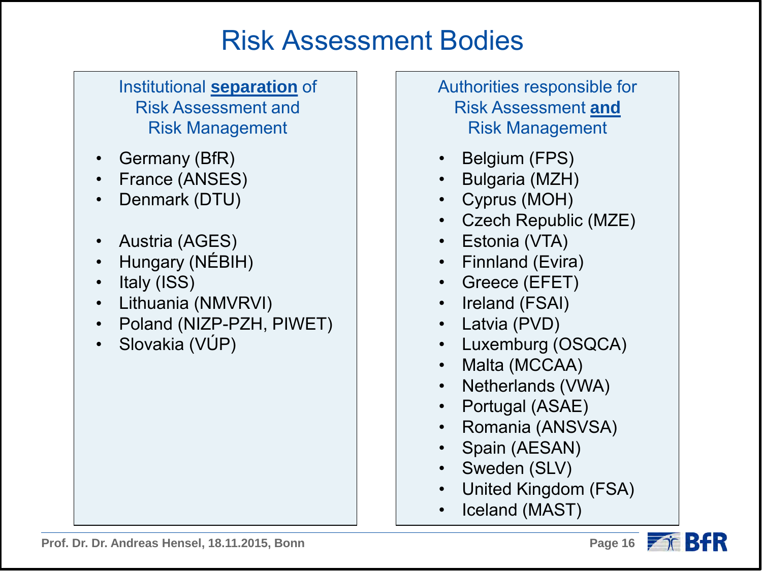# Risk Assessment Bodies

## Institutional **separation** of Risk Assessment and Risk Management

- Germany (BfR)
- France (ANSES)
- Denmark (DTU)

- Austria (AGES)
- Hungary (NÉBIH)
- Italy (ISS)
- Lithuania (NMVRVI)
- Poland (NIZP-PZH, PIWET)
- Slovakia (VÚP)

## Authorities responsible for Risk Assessment **and** Risk Management

- Belgium (FPS)
- Bulgaria (MZH)
- Cyprus (MOH)
- Czech Republic (MZE)
- Estonia (VTA)
- Finnland (Evira)
- Greece (EFET)
- Ireland (FSAI)
- Latvia (PVD)
- Luxemburg (OSQCA)
- Malta (MCCAA)
- Netherlands (VWA)
- Portugal (ASAE)
- Romania (ANSVSA)
- Spain (AESAN)
- Sweden (SLV)
- United Kingdom (FSA)
- Iceland (MAST)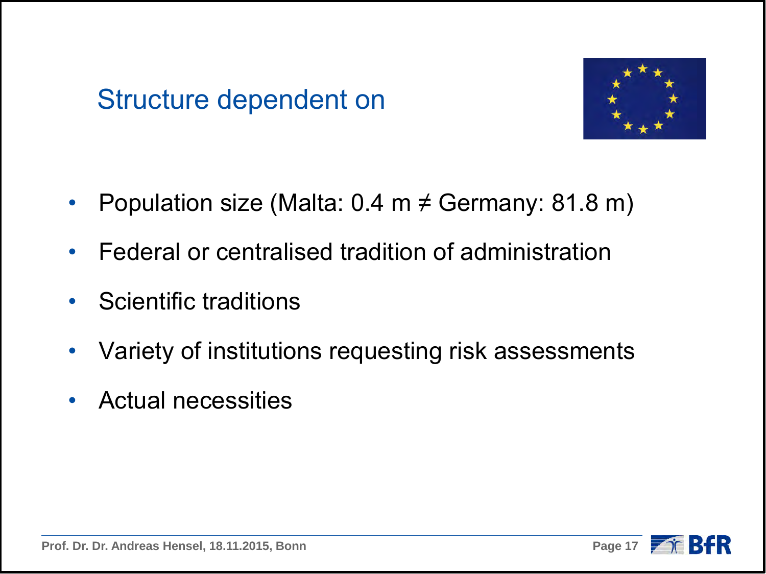## Structure dependent on

- Population size (Malta: 0.4 m ≠ Germany: 81.8 m)
- Federal or centralised tradition of administration
- Scientific traditions
- Variety of institutions requesting risk assessments
- Actual necessities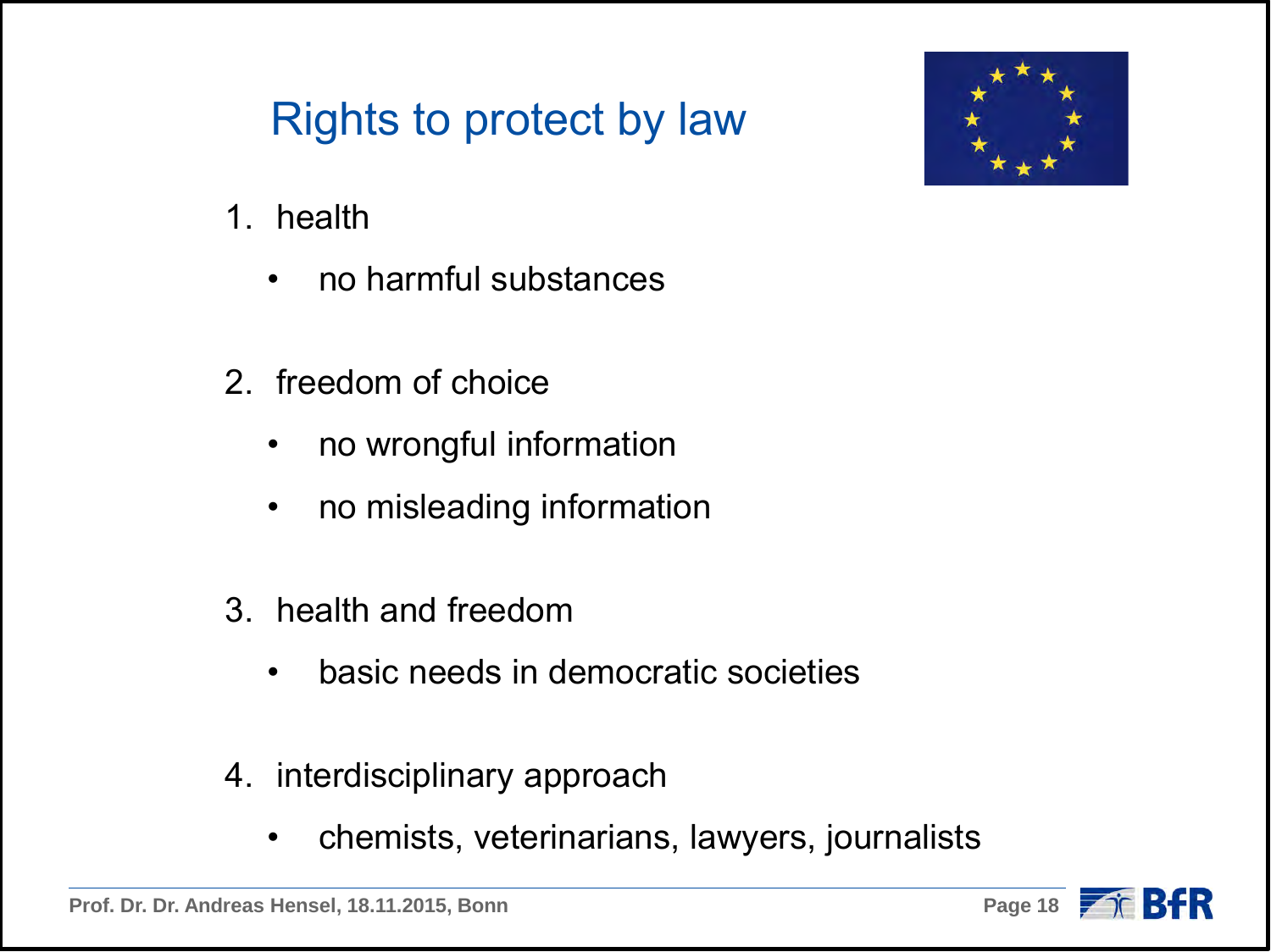# Rights to protect by law

1. health
   - no harmful substances

2. freedom of choice
   - no wrongful information
   - no misleading information

3. health and freedom
   - basic needs in democratic societies

4. interdisciplinary approach
   - chemists, veterinarians, lawyers, journalists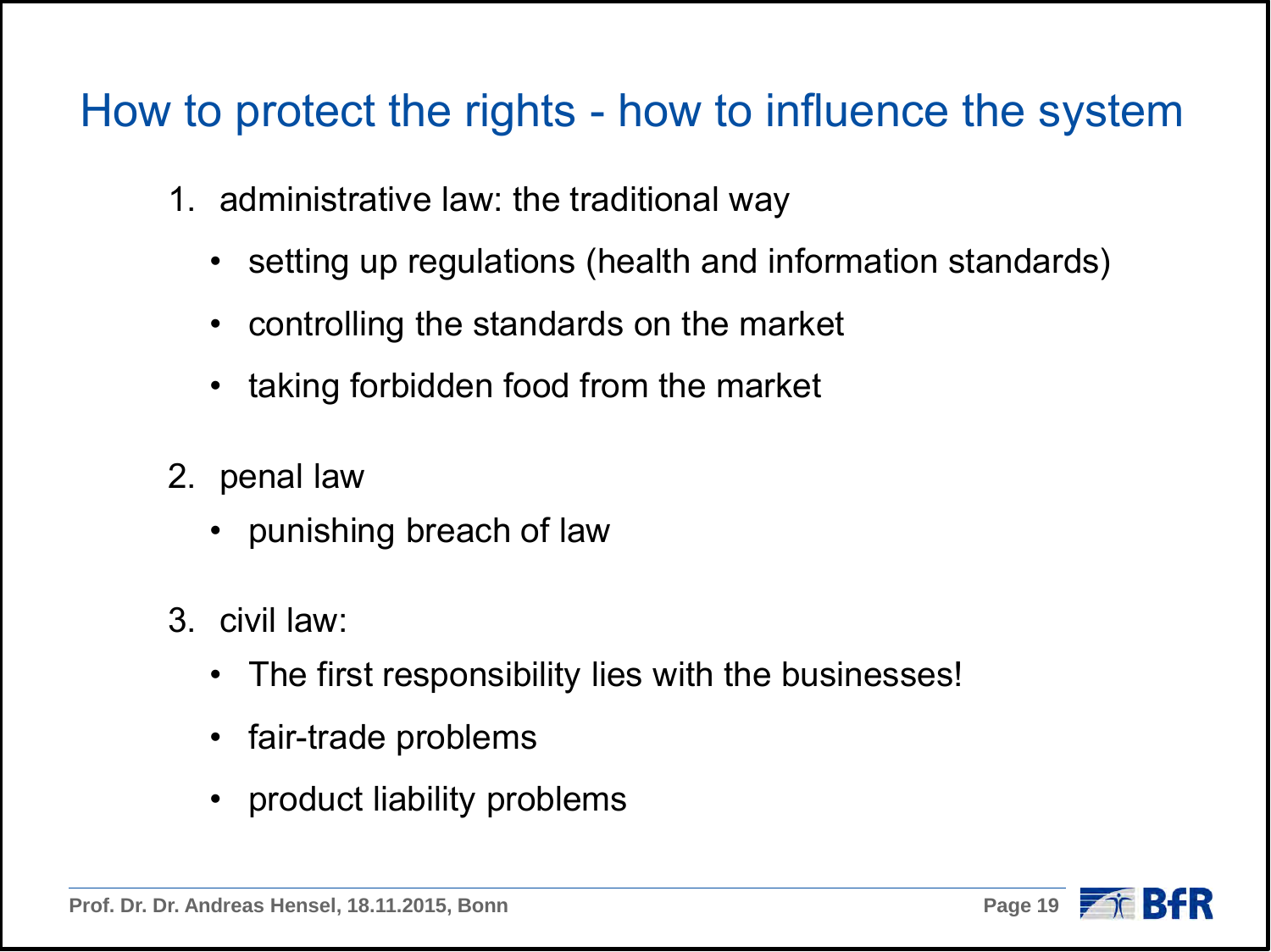# How to protect the rights - how to influence the system

1. administrative law: the traditional way
   - setting up regulations (health and information standards)
   - controlling the standards on the market
   - taking forbidden food from the market

2. penal law
   - punishing breach of law

3. civil law:
   - The first responsibility lies with the businesses!
   - fair-trade problems
   - product liability problems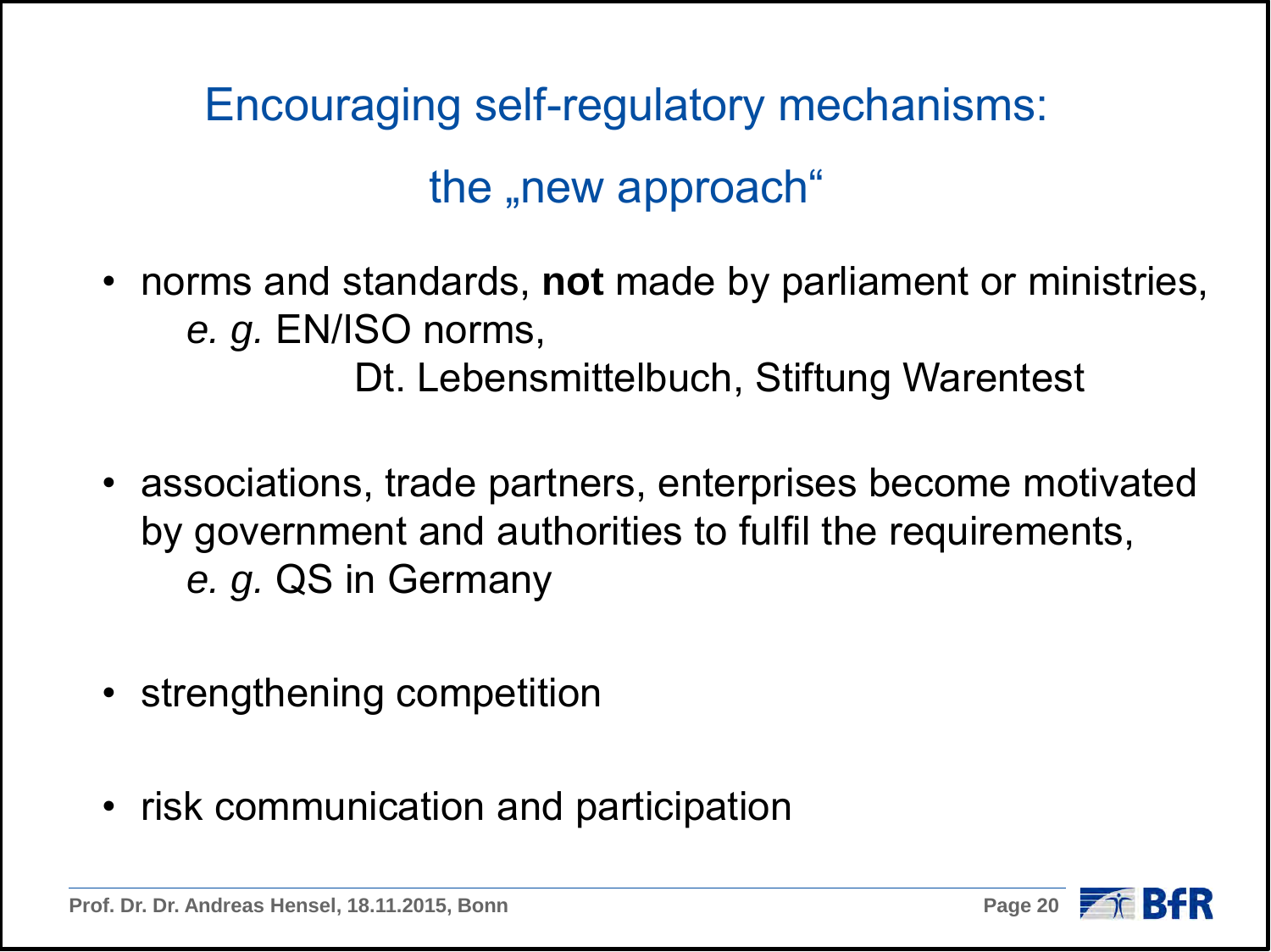# Encouraging self-regulatory mechanisms:

## the „new approach“

- norms and standards, **not** made by parliament or ministries,
  *e. g.* EN/ISO norms,
  Dt. Lebensmittelbuch, Stiftung Warentest

- associations, trade partners, enterprises become motivated by government and authorities to fulfil the requirements,
  *e. g.* QS in Germany

- strengthening competition

- risk communication and participation

Prof. Dr. Dr. Andreas Hensel, 18.11.2015, Bonn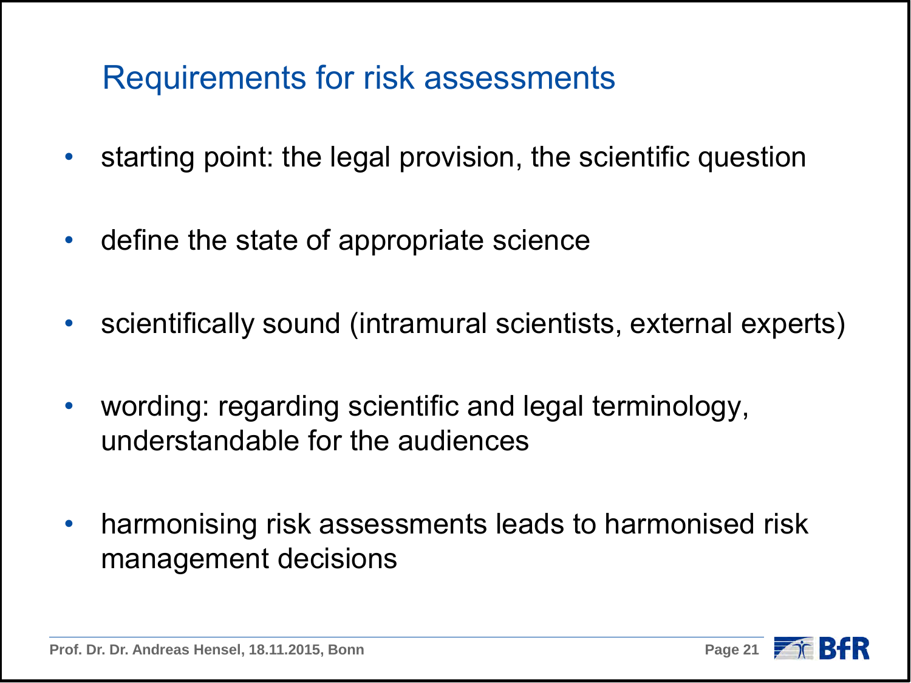## Requirements for risk assessments

- starting point: the legal provision, the scientific question
- define the state of appropriate science
- scientifically sound (intramural scientists, external experts)
- wording: regarding scientific and legal terminology, understandable for the audiences
- harmonising risk assessments leads to harmonised risk management decisions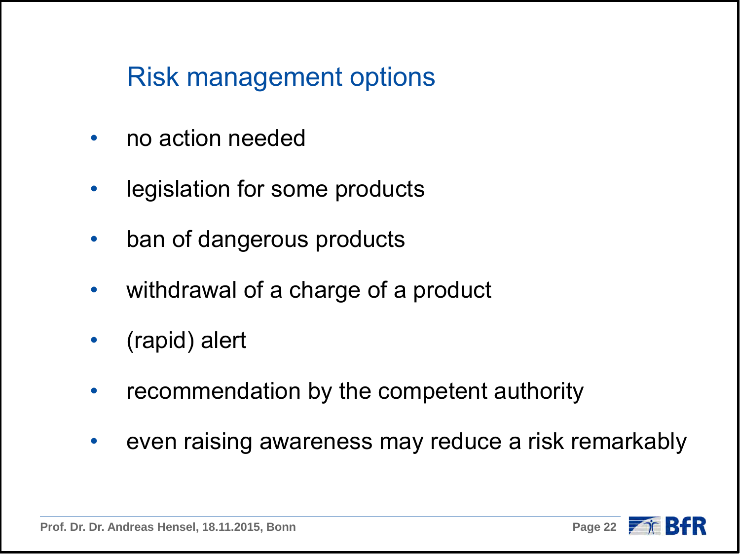## Risk management options

- no action needed
- legislation for some products
- ban of dangerous products
- withdrawal of a charge of a product
- (rapid) alert
- recommendation by the competent authority
- even raising awareness may reduce a risk remarkably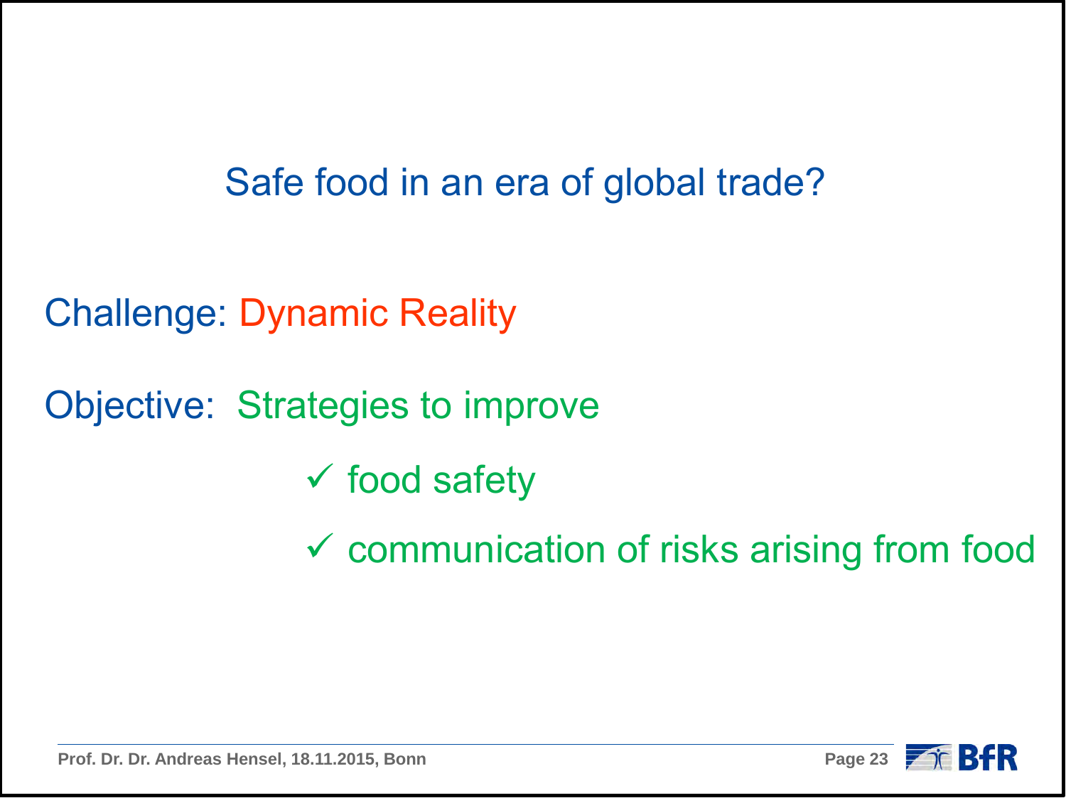# Safe food in an era of global trade?

Challenge: Dynamic Reality

Objective: Strategies to improve

- ✓ food safety
- ✓ communication of risks arising from food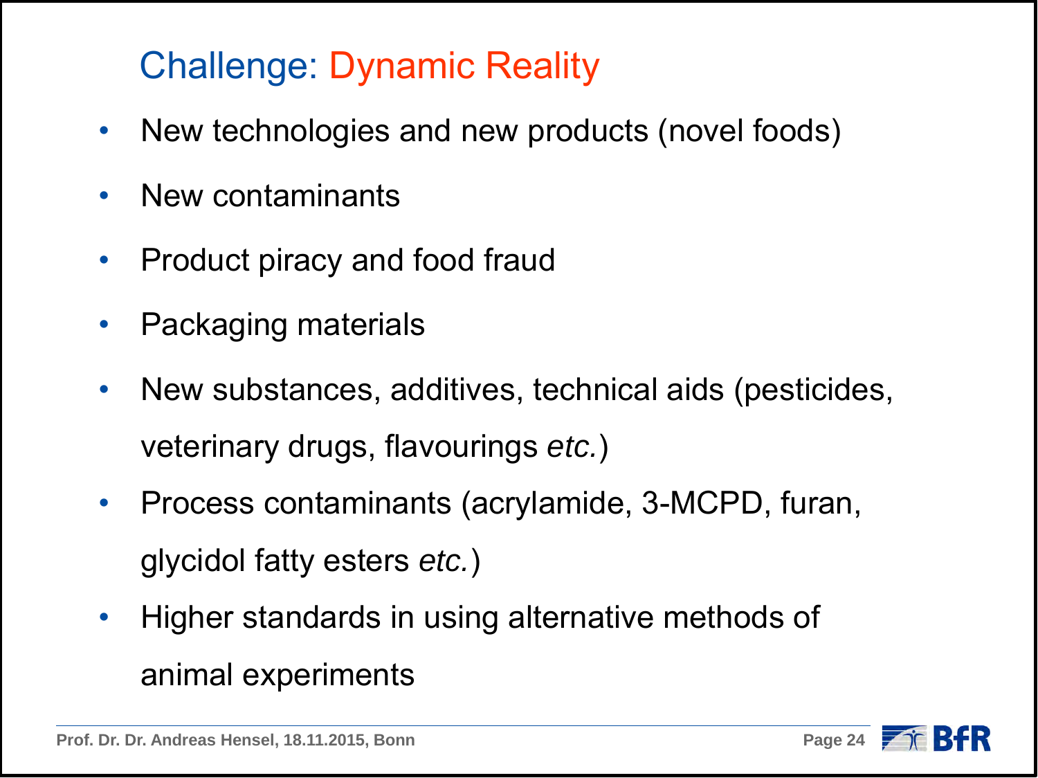## Challenge: Dynamic Reality

- New technologies and new products (novel foods)
- New contaminants
- Product piracy and food fraud
- Packaging materials
- New substances, additives, technical aids (pesticides, veterinary drugs, flavourings *etc.*)
- Process contaminants (acrylamide, 3-MCPD, furan, glycidol fatty esters *etc.*)
- Higher standards in using alternative methods of animal experiments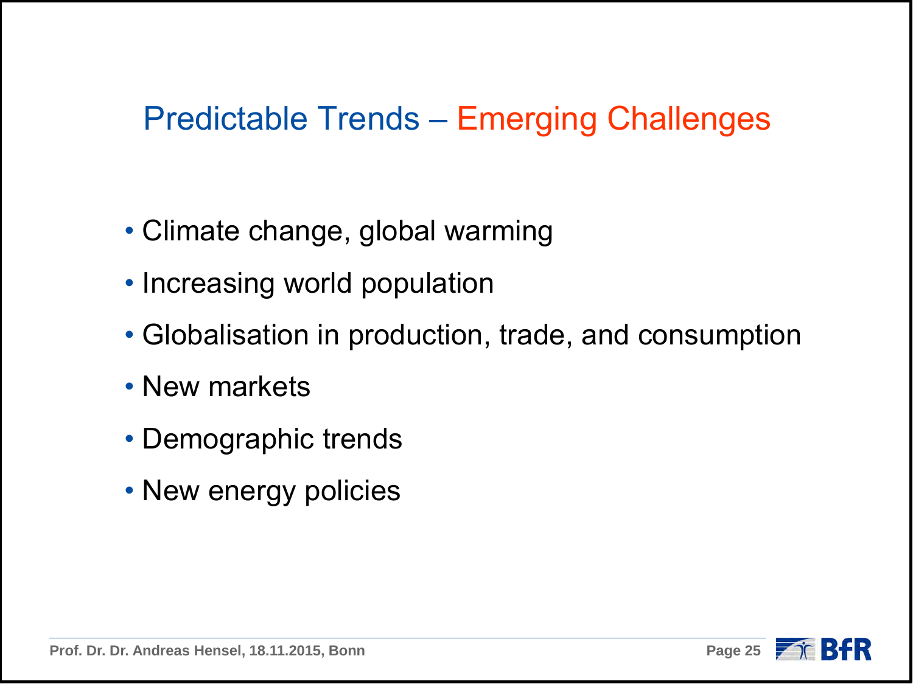# Predictable Trends – Emerging Challenges

- Climate change, global warming
- Increasing world population
- Globalisation in production, trade, and consumption
- New markets
- Demographic trends
- New energy policies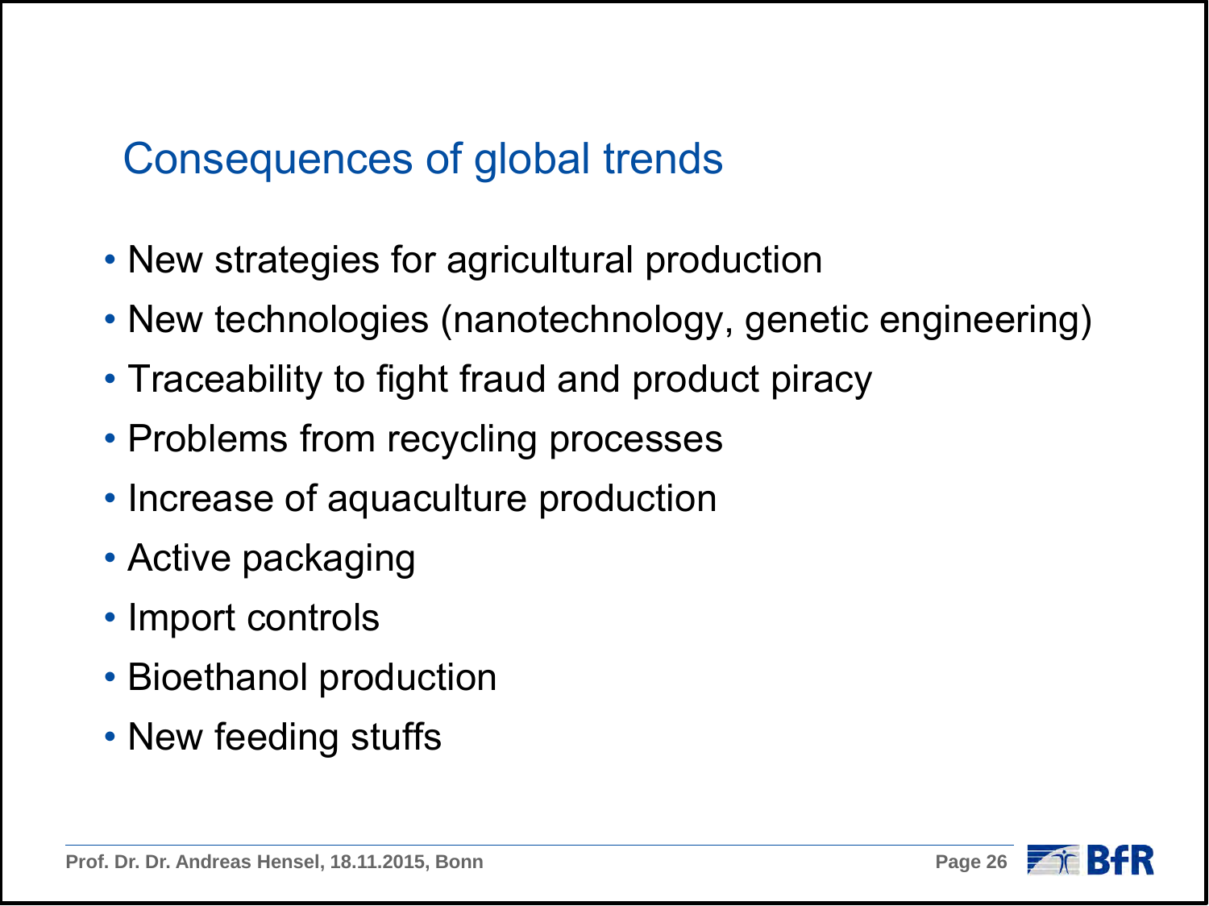## Consequences of global trends

- New strategies for agricultural production
- New technologies (nanotechnology, genetic engineering)
- Traceability to fight fraud and product piracy
- Problems from recycling processes
- Increase of aquaculture production
- Active packaging
- Import controls
- Bioethanol production
- New feeding stuffs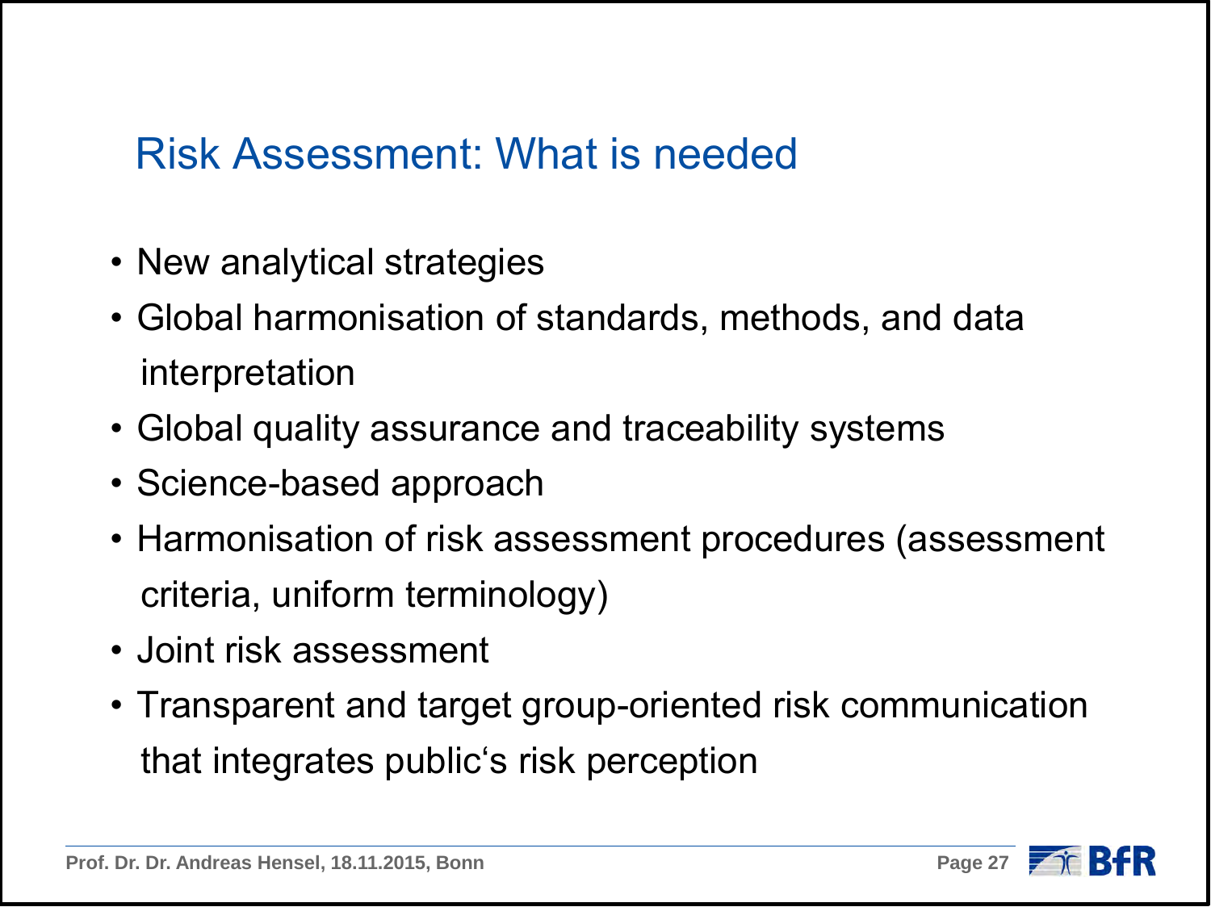# Risk Assessment: What is needed

- New analytical strategies
- Global harmonisation of standards, methods, and data interpretation
- Global quality assurance and traceability systems
- Science-based approach
- Harmonisation of risk assessment procedures (assessment criteria, uniform terminology)
- Joint risk assessment
- Transparent and target group-oriented risk communication that integrates public‘s risk perception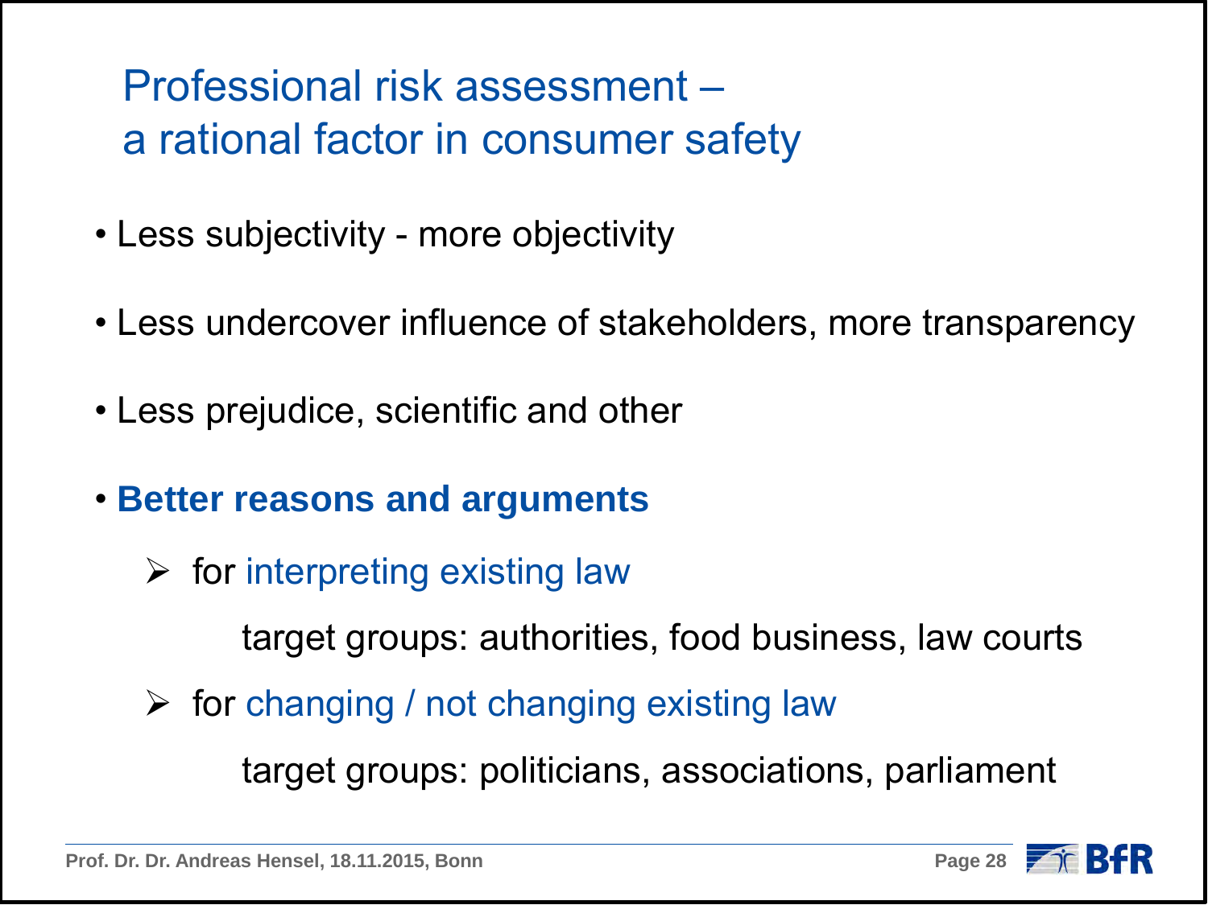# Professional risk assessment – a rational factor in consumer safety

- Less subjectivity - more objectivity
- Less undercover influence of stakeholders, more transparency
- Less prejudice, scientific and other
- **Better reasons and arguments**
  - for interpreting existing law

    target groups: authorities, food business, law courts
  - for changing / not changing existing law

    target groups: politicians, associations, parliament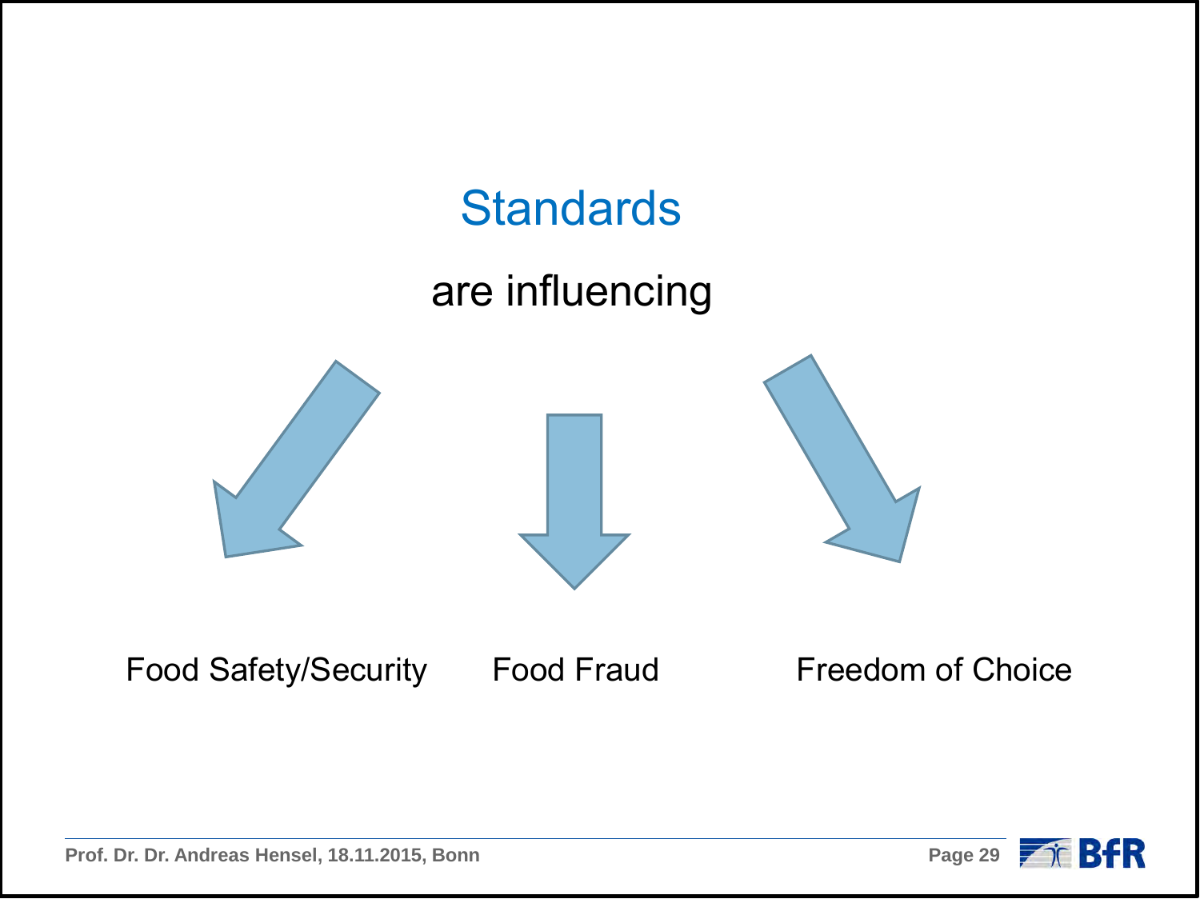# Standards

are influencing

- Food Safety/Security
- Food Fraud
- Freedom of Choice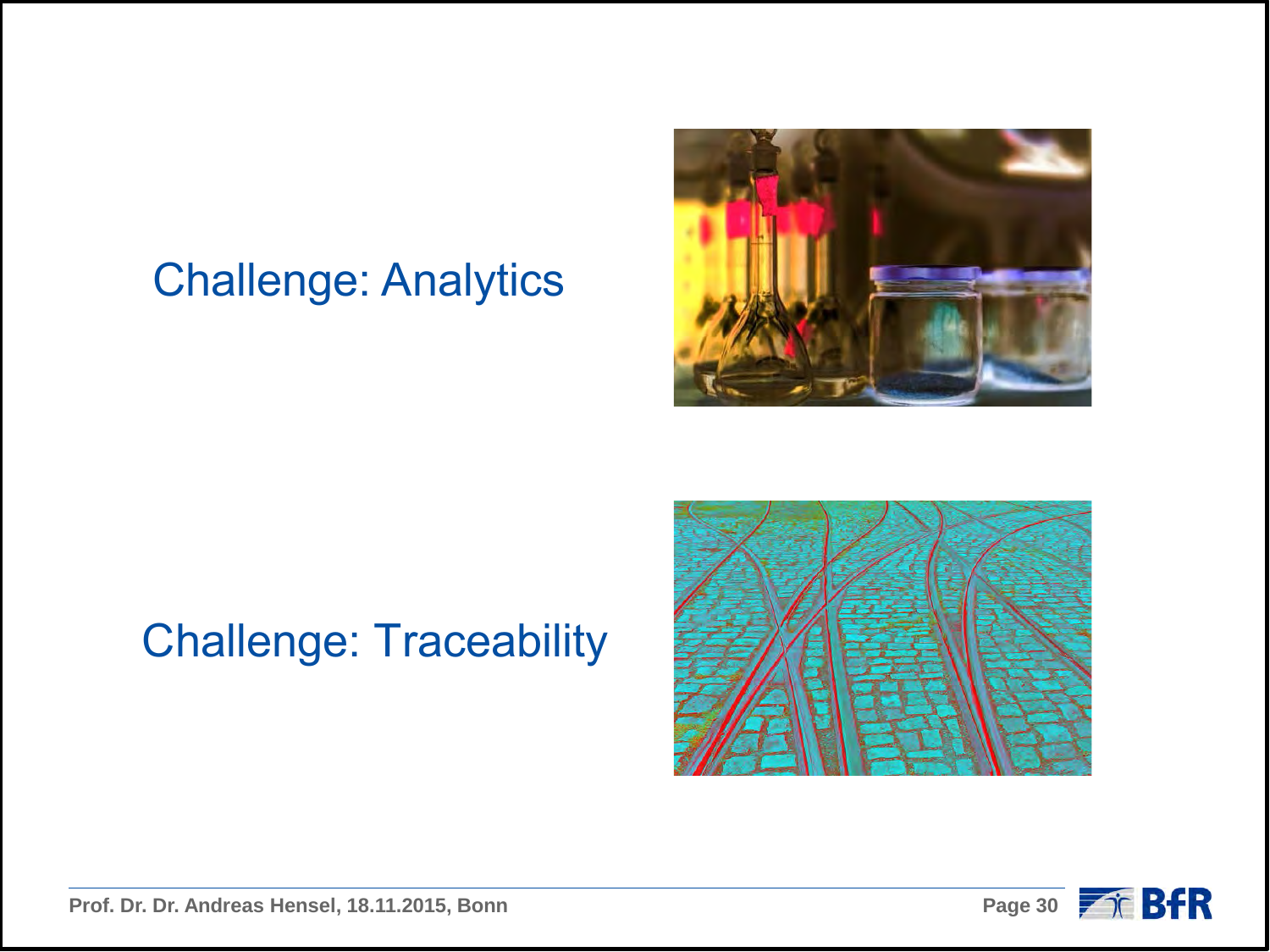Challenge: Analytics

Challenge: Traceability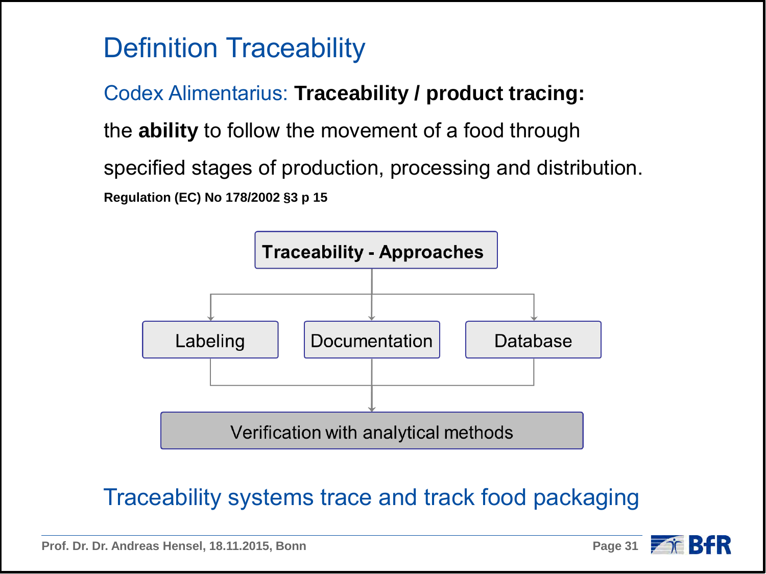# Definition Traceability

Codex Alimentarius: **Traceability / product tracing:**

the **ability** to follow the movement of a food through

specified stages of production, processing and distribution.

**Regulation (EC) No 178/2002 §3 p 15**

**Traceability - Approaches**

- Labeling
- Documentation
- Database

Verification with analytical methods

Traceability systems trace and track food packaging

Prof. Dr. Dr. Andreas Hensel, 18.11.2015, Bonn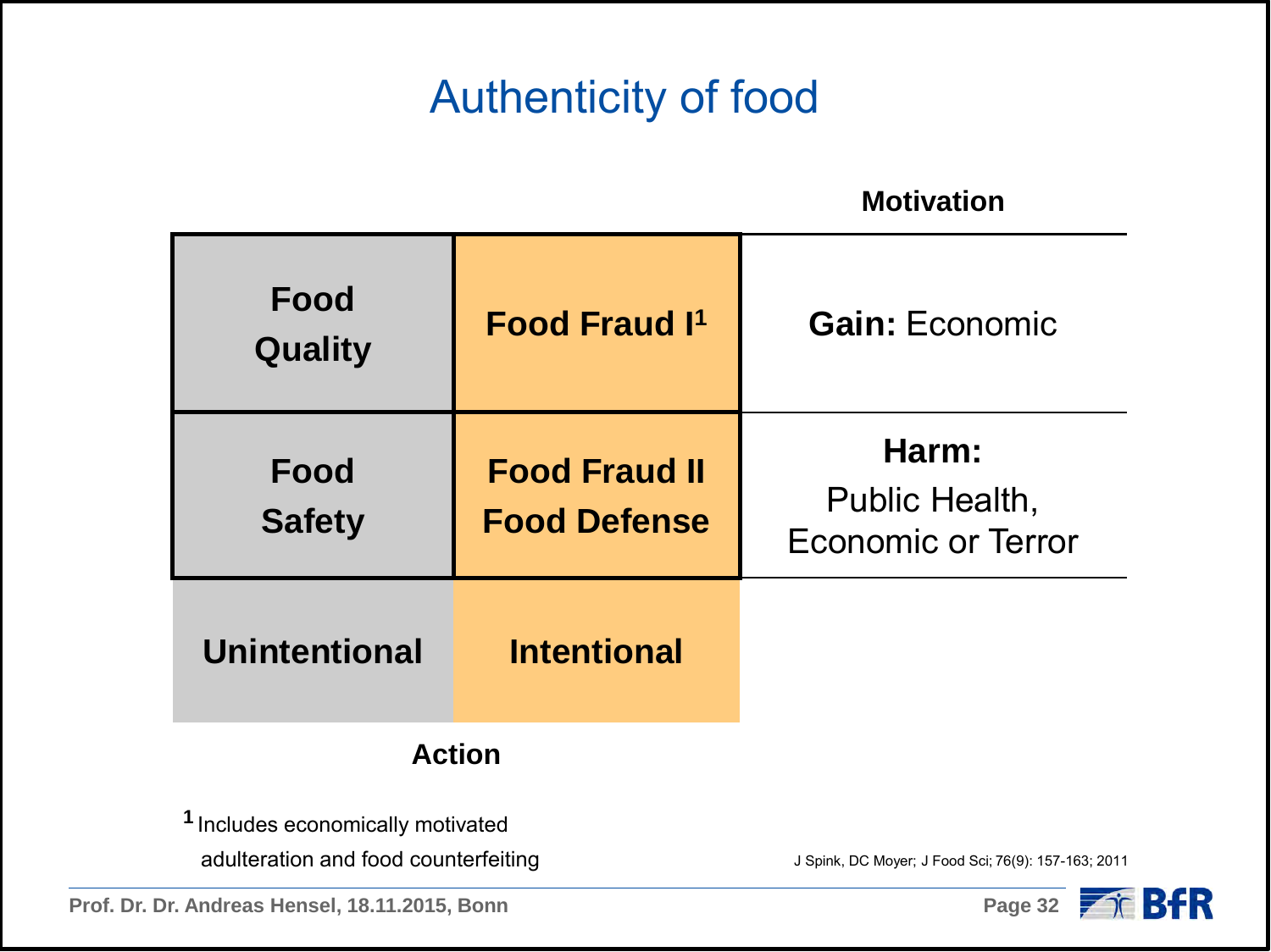# Authenticity of food

| | | Motivation |
|---|---|---|
| **Food Quality** | **Food Fraud I**[1] | **Gain:** Economic |
| **Food Safety** | **Food Fraud II Food Defense** | **Harm:** Public Health, Economic or Terror |
| **Unintentional** | **Intentional** | |
| **Action** | | |

[1] Includes economically motivated adulteration and food counterfeiting

J Spink, DC Moyer; J Food Sci; 76(9): 157-163; 2011

Prof. Dr. Dr. Andreas Hensel, 18.11.2015, Bonn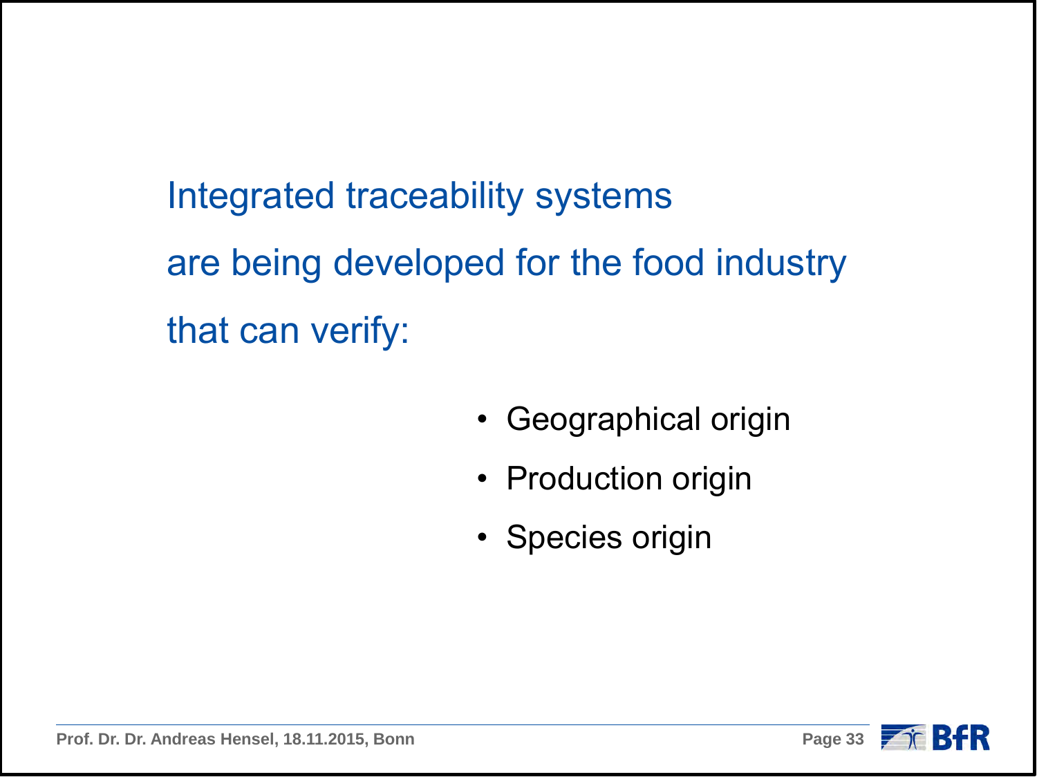Integrated traceability systems are being developed for the food industry that can verify:

- Geographical origin
- Production origin
- Species origin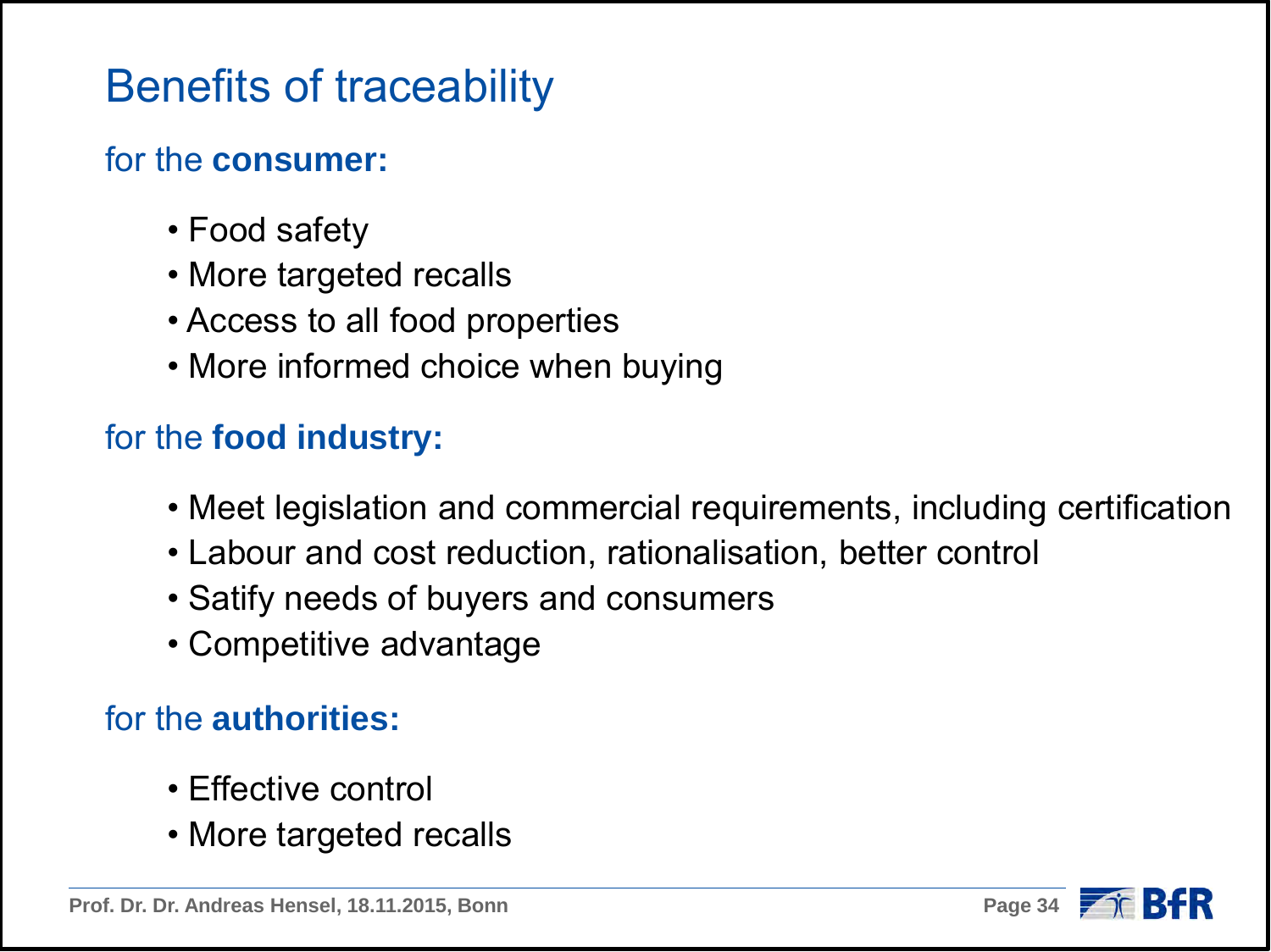# Benefits of traceability

for the **consumer:**

- Food safety
- More targeted recalls
- Access to all food properties
- More informed choice when buying

for the **food industry:**

- Meet legislation and commercial requirements, including certification
- Labour and cost reduction, rationalisation, better control
- Satify needs of buyers and consumers
- Competitive advantage

for the **authorities:**

- Effective control
- More targeted recalls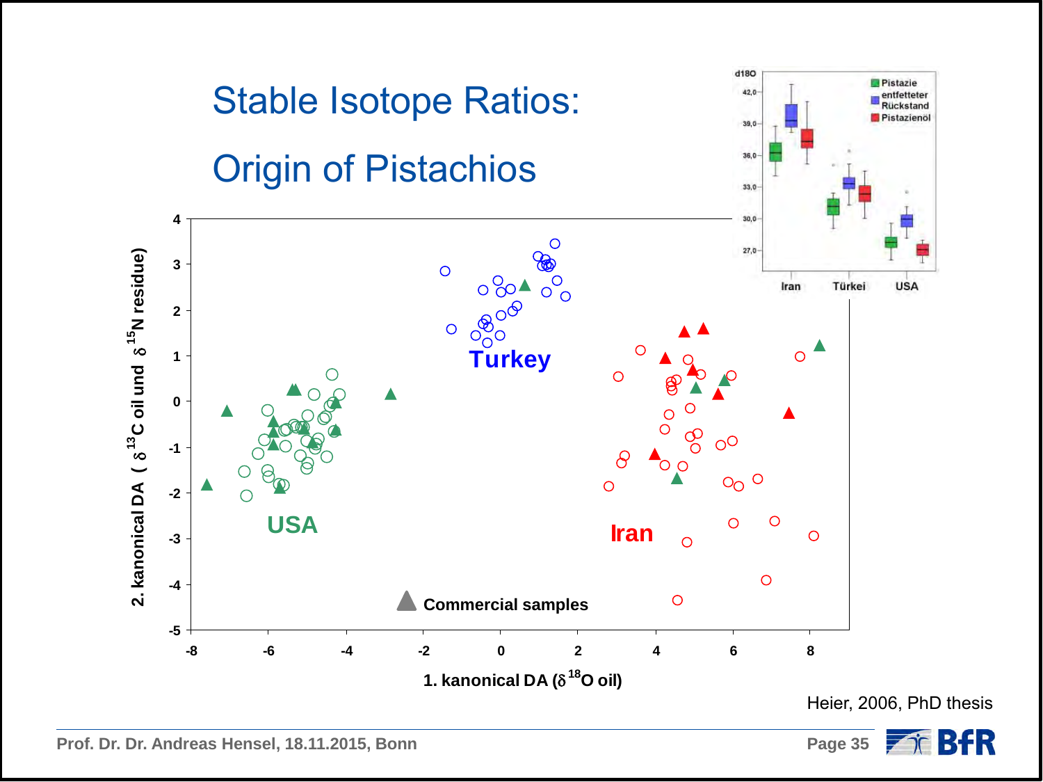# Stable Isotope Ratios:

# Origin of Pistachios

Heier, 2006, PhD thesis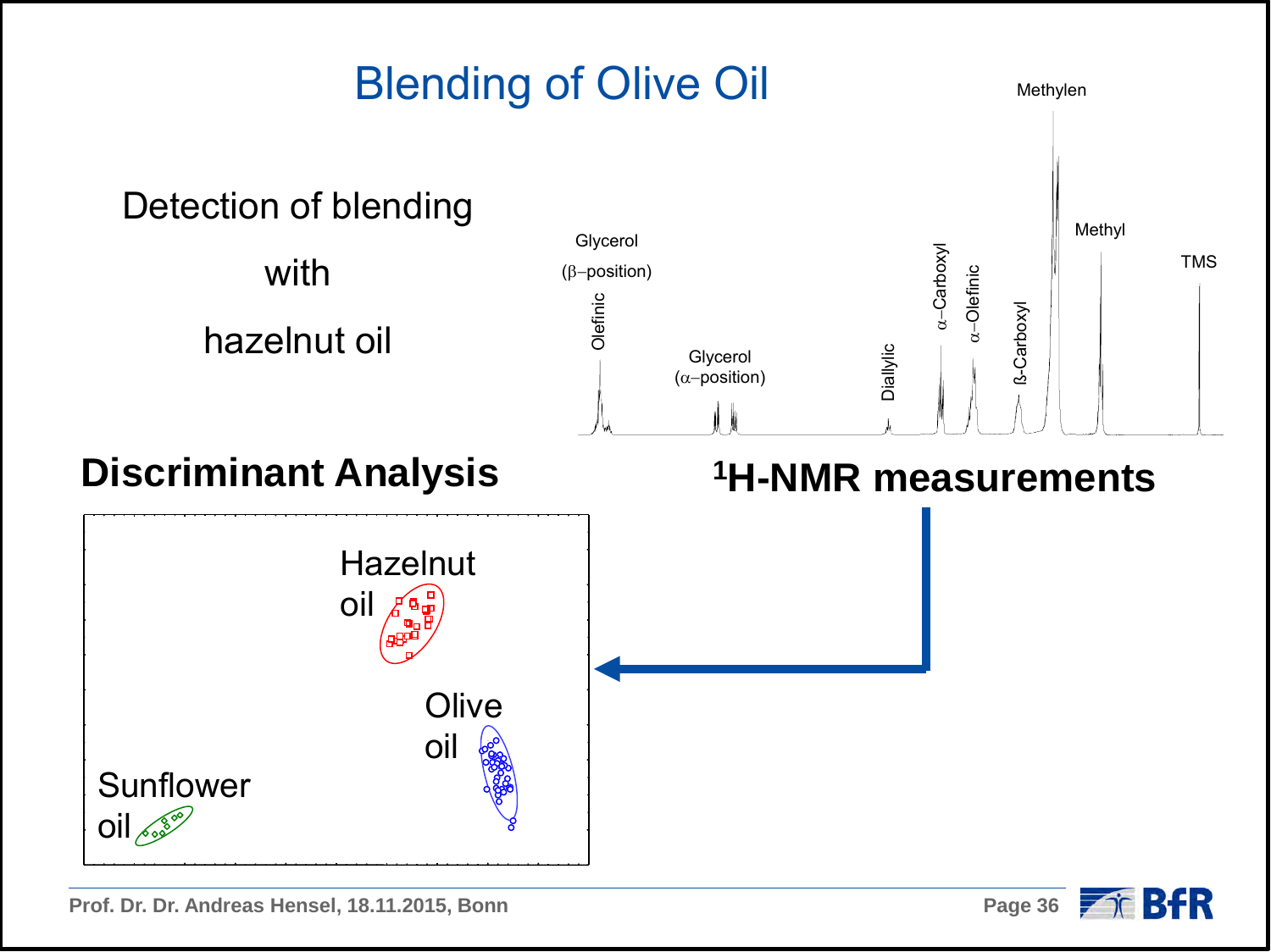# Blending of Olive Oil

Detection of blending

with

hazelnut oil

## Discriminant Analysis

Hazelnut oil

Olive oil

Sunflower oil

## $^1$H-NMR measurements

Glycerol ($\beta$-position)

Olefinic

Glycerol ($\alpha$-position)

Diallylic

$\alpha$-Carboxyl

$\alpha$-Olefinic

ß-Carboxyl

Methylen

Methyl

TMS

Prof. Dr. Dr. Andreas Hensel, 18.11.2015, Bonn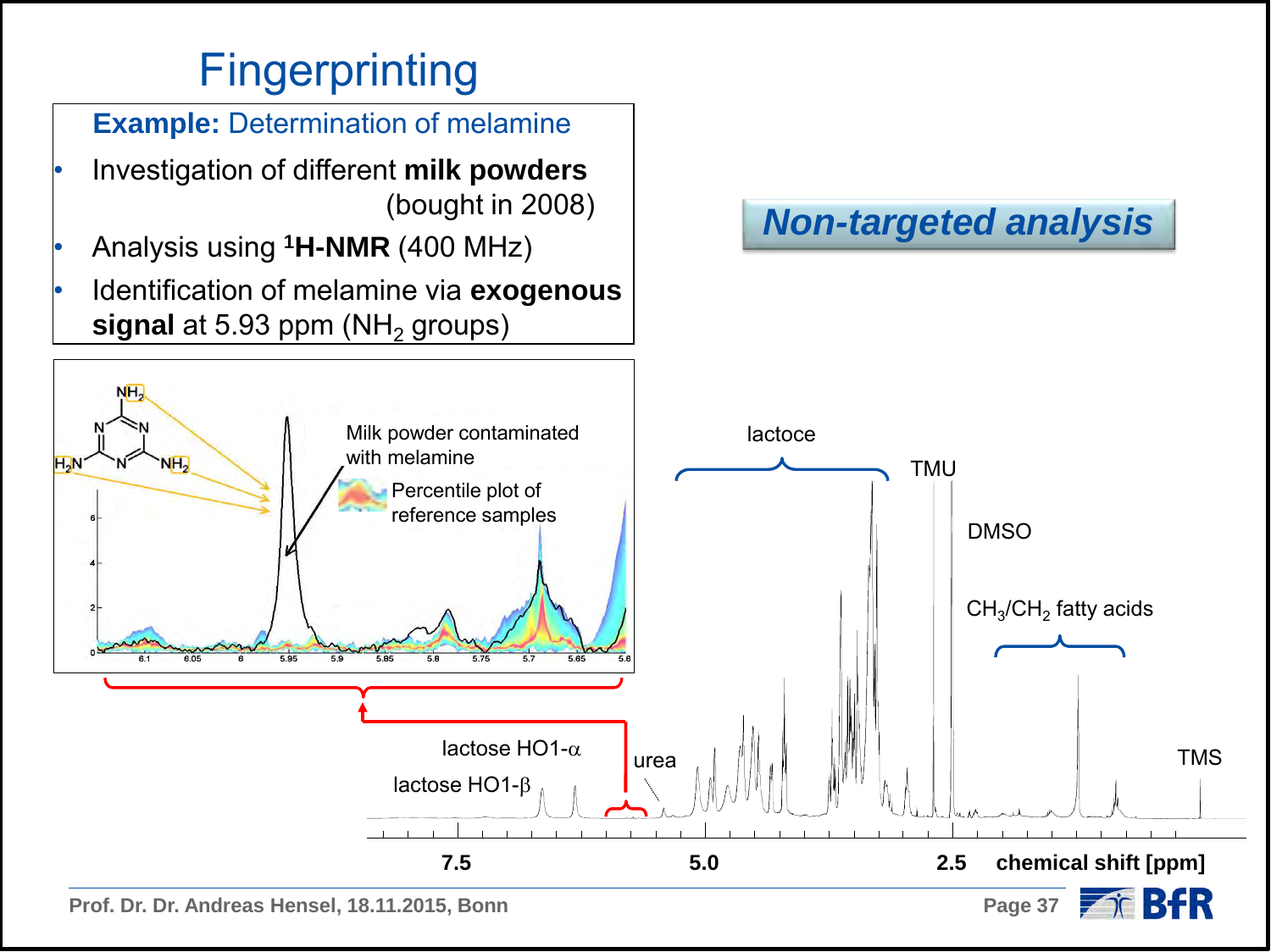# Fingerprinting

**Example:** Determination of melamine

- Investigation of different **milk powders** (bought in 2008)
- Analysis using **$^1$H-NMR** (400 MHz)
- Identification of melamine via **exogenous signal** at 5.93 ppm ($NH_2$ groups)

***Non-targeted analysis***

Milk powder contaminated with melamine

Percentile plot of reference samples

lactoce

TMU

DMSO

$CH_3/CH_2$ fatty acids

lactose HO1-α

lactose HO1-β

urea

TMS

7.5 5.0 2.5 **chemical shift [ppm]**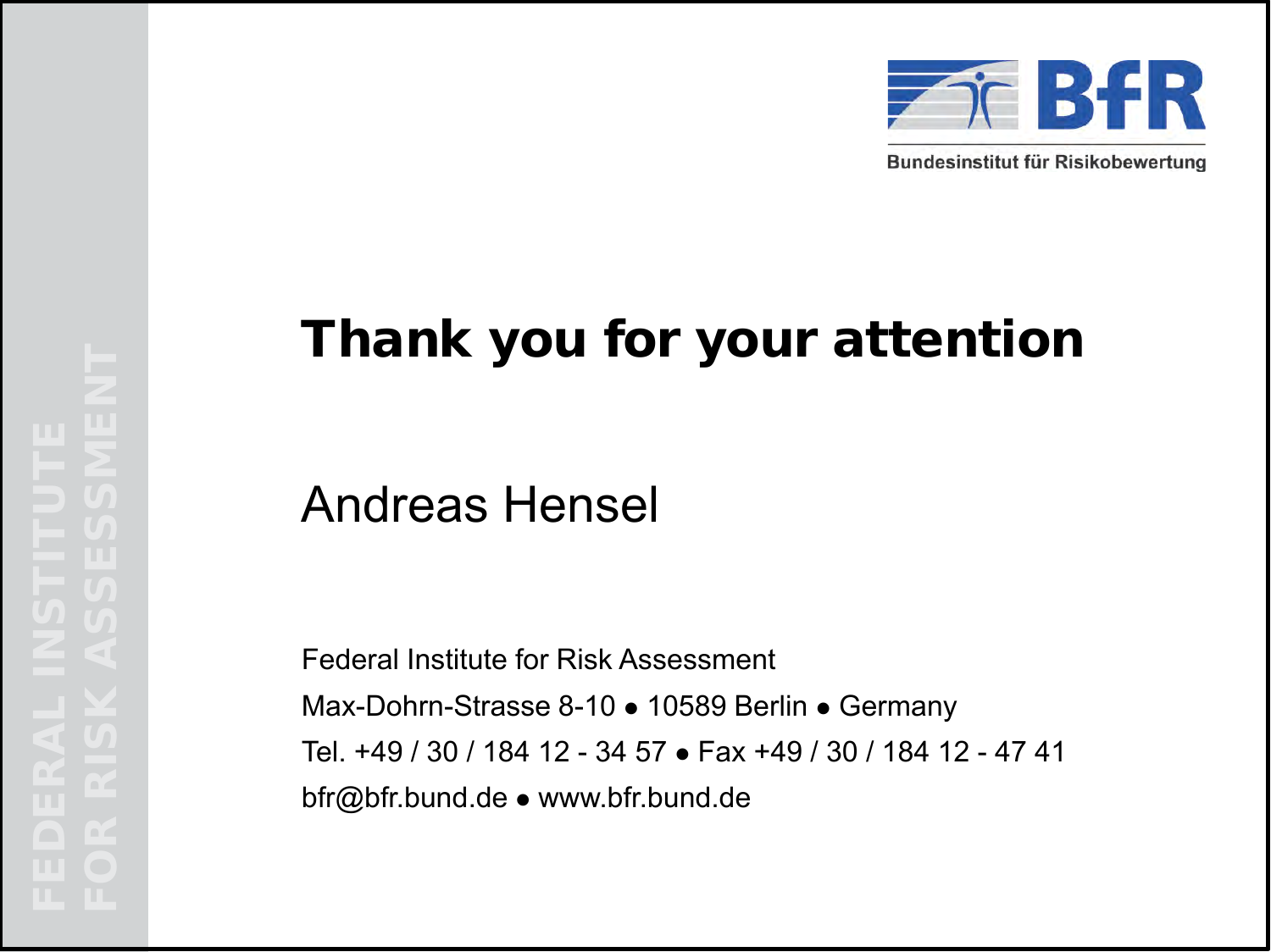# Thank you for your attention

Andreas Hensel

Federal Institute for Risk Assessment

Max-Dohrn-Strasse 8-10 • 10589 Berlin • Germany

Tel. +49 / 30 / 184 12 - 34 57 • Fax +49 / 30 / 184 12 - 47 41

bfr@bfr.bund.de • www.bfr.bund.de